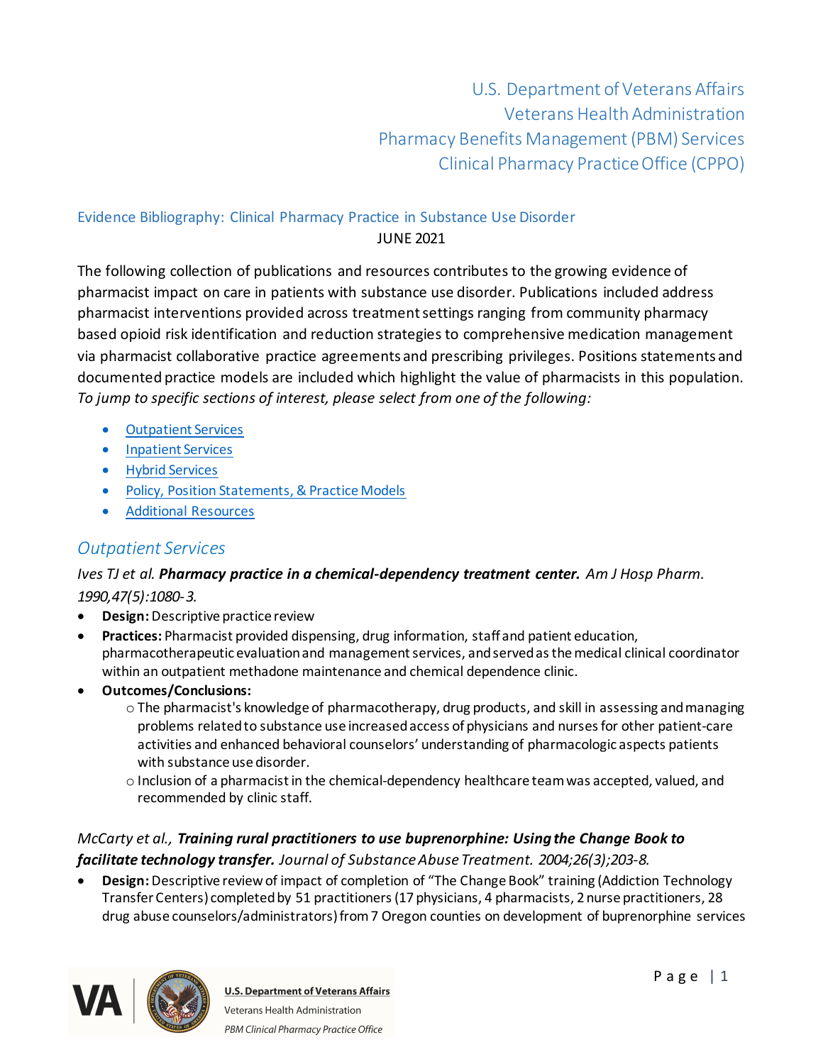U.S. Department of Veterans Affairs
Veterans Health Administration
Pharmacy Benefits Management (PBM) Services
Clinical Pharmacy Practice Office (CPPO)

Evidence Bibliography: Clinical Pharmacy Practice in Substance Use Disorder

JUNE 2021

The following collection of publications and resources contributes to the growing evidence of pharmacist impact on care in patients with substance use disorder. Publications included address pharmacist interventions provided across treatment settings ranging from community pharmacy based opioid risk identification and reduction strategies to comprehensive medication management via pharmacist collaborative practice agreements and prescribing privileges. Positions statements and documented practice models are included which highlight the value of pharmacists in this population. *To jump to specific sections of interest, please select from one of the following:*

- Outpatient Services
- Inpatient Services
- Hybrid Services
- Policy, Position Statements, & Practice Models
- Additional Resources

## *Outpatient Services*

*Ives TJ et al.* ***Pharmacy practice in a chemical-dependency treatment center.*** *Am J Hosp Pharm. 1990,47(5):1080-3.*

- **Design:** Descriptive practice review
- **Practices:** Pharmacist provided dispensing, drug information, staff and patient education, pharmacotherapeutic evaluation and management services, and served as the medical clinical coordinator within an outpatient methadone maintenance and chemical dependence clinic.
- **Outcomes/Conclusions:**
  - The pharmacist's knowledge of pharmacotherapy, drug products, and skill in assessing and managing problems related to substance use increased access of physicians and nurses for other patient-care activities and enhanced behavioral counselors' understanding of pharmacologic aspects patients with substance use disorder.
  - Inclusion of a pharmacist in the chemical-dependency healthcare team was accepted, valued, and recommended by clinic staff.

*McCarty et al.,* ***Training rural practitioners to use buprenorphine: Using the Change Book to facilitate technology transfer.*** *Journal of Substance Abuse Treatment. 2004;26(3);203-8.*

- **Design:** Descriptive review of impact of completion of "The Change Book" training (Addiction Technology Transfer Centers) completed by 51 practitioners (17 physicians, 4 pharmacists, 2 nurse practitioners, 28 drug abuse counselors/administrators) from 7 Oregon counties on development of buprenorphine services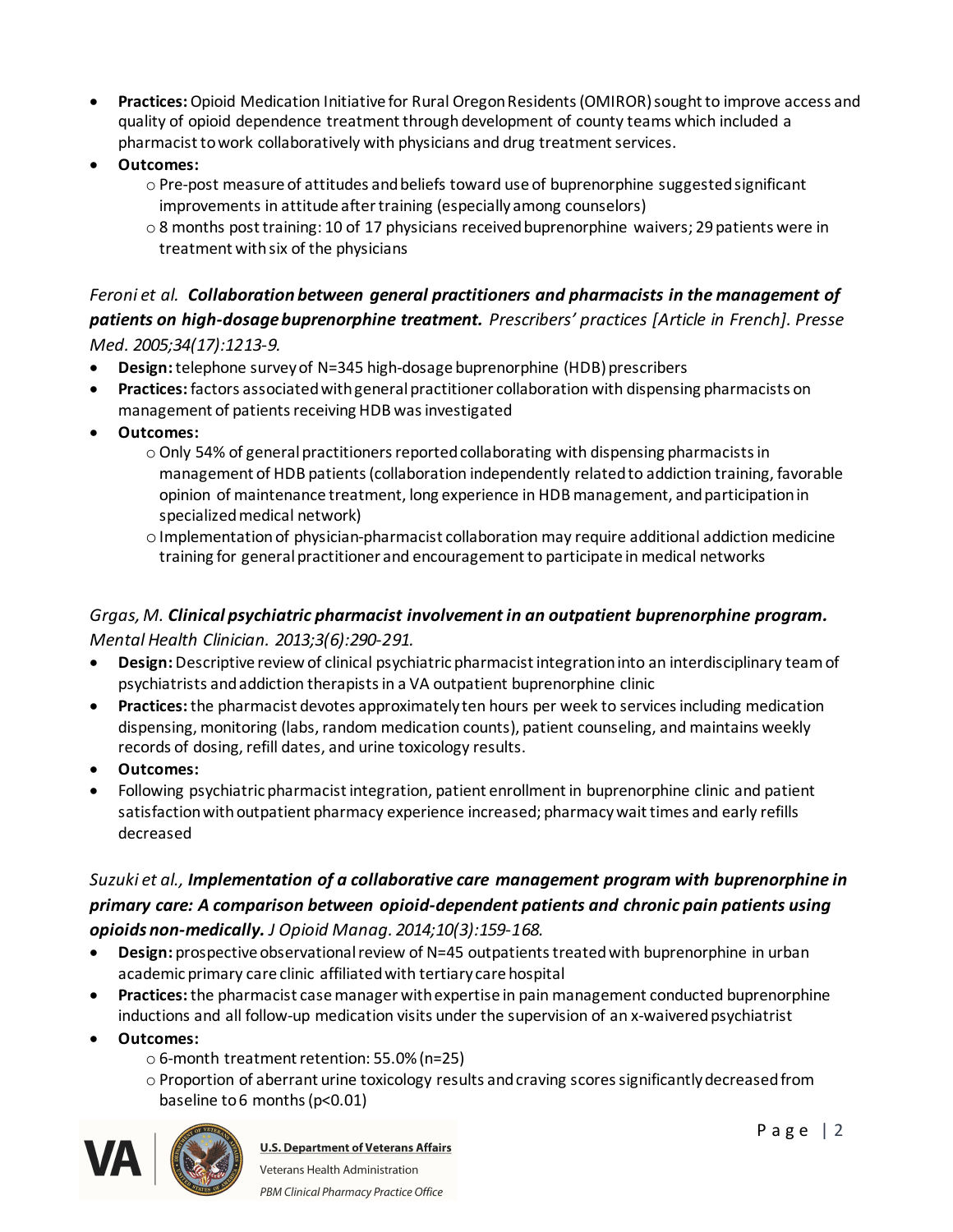- **Practices:** Opioid Medication Initiative for Rural Oregon Residents (OMIROR) sought to improve access and quality of opioid dependence treatment through development of county teams which included a pharmacist to work collaboratively with physicians and drug treatment services.
- **Outcomes:**
  - Pre-post measure of attitudes and beliefs toward use of buprenorphine suggested significant improvements in attitude after training (especially among counselors)
  - 8 months post training: 10 of 17 physicians received buprenorphine waivers; 29 patients were in treatment with six of the physicians

*Feroni et al.* ***Collaboration between general practitioners and pharmacists in the management of patients on high-dosage buprenorphine treatment.*** *Prescribers' practices [Article in French]. Presse Med. 2005;34(17):1213-9.*

- **Design:** telephone survey of N=345 high-dosage buprenorphine (HDB) prescribers
- **Practices:** factors associated with general practitioner collaboration with dispensing pharmacists on management of patients receiving HDB was investigated
- **Outcomes:**
  - Only 54% of general practitioners reported collaborating with dispensing pharmacists in management of HDB patients (collaboration independently related to addiction training, favorable opinion of maintenance treatment, long experience in HDB management, and participation in specialized medical network)
  - Implementation of physician-pharmacist collaboration may require additional addiction medicine training for general practitioner and encouragement to participate in medical networks

*Grgas, M.* ***Clinical psychiatric pharmacist involvement in an outpatient buprenorphine program.*** *Mental Health Clinician. 2013;3(6):290-291.*

- **Design:** Descriptive review of clinical psychiatric pharmacist integration into an interdisciplinary team of psychiatrists and addiction therapists in a VA outpatient buprenorphine clinic
- **Practices:** the pharmacist devotes approximately ten hours per week to services including medication dispensing, monitoring (labs, random medication counts), patient counseling, and maintains weekly records of dosing, refill dates, and urine toxicology results.
- **Outcomes:**
- Following psychiatric pharmacist integration, patient enrollment in buprenorphine clinic and patient satisfaction with outpatient pharmacy experience increased; pharmacy wait times and early refills decreased

*Suzuki et al.,* ***Implementation of a collaborative care management program with buprenorphine in primary care: A comparison between opioid-dependent patients and chronic pain patients using opioids non-medically.*** *J Opioid Manag. 2014;10(3):159-168.*

- **Design:** prospective observational review of N=45 outpatients treated with buprenorphine in urban academic primary care clinic affiliated with tertiary care hospital
- **Practices:** the pharmacist case manager with expertise in pain management conducted buprenorphine inductions and all follow-up medication visits under the supervision of an x-waivered psychiatrist
- **Outcomes:**
  - 6-month treatment retention: 55.0% (n=25)
  - Proportion of aberrant urine toxicology results and craving scores significantly decreased from baseline to 6 months ($p<0.01$)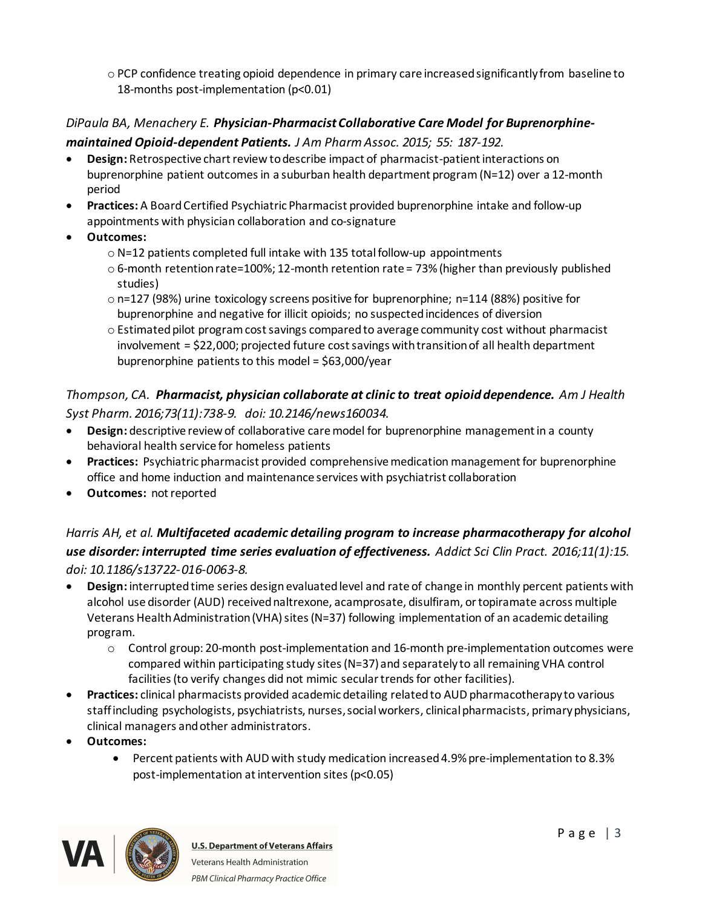- PCP confidence treating opioid dependence in primary care increased significantly from baseline to 18-months post-implementation ($p<0.01$)

*DiPaula BA, Menachery E.* ***Physician-Pharmacist Collaborative Care Model for Buprenorphine-maintained Opioid-dependent Patients.*** *J Am Pharm Assoc. 2015; 55: 187-192.*

- **Design:** Retrospective chart review to describe impact of pharmacist-patient interactions on buprenorphine patient outcomes in a suburban health department program (N=12) over a 12-month period
- **Practices:** A Board Certified Psychiatric Pharmacist provided buprenorphine intake and follow-up appointments with physician collaboration and co-signature
- **Outcomes:**
  - N=12 patients completed full intake with 135 total follow-up appointments
  - 6-month retention rate=100%; 12-month retention rate = 73% (higher than previously published studies)
  - n=127 (98%) urine toxicology screens positive for buprenorphine; n=114 (88%) positive for buprenorphine and negative for illicit opioids; no suspected incidences of diversion
  - Estimated pilot program cost savings compared to average community cost without pharmacist involvement = $22,000; projected future cost savings with transition of all health department buprenorphine patients to this model = $63,000/year

*Thompson, CA.* ***Pharmacist, physician collaborate at clinic to treat opioid dependence.*** *Am J Health Syst Pharm. 2016;73(11):738-9. doi: 10.2146/news160034.*

- **Design:** descriptive review of collaborative care model for buprenorphine management in a county behavioral health service for homeless patients
- **Practices:** Psychiatric pharmacist provided comprehensive medication management for buprenorphine office and home induction and maintenance services with psychiatrist collaboration
- **Outcomes:** not reported

*Harris AH, et al.* ***Multifaceted academic detailing program to increase pharmacotherapy for alcohol use disorder: interrupted time series evaluation of effectiveness.*** *Addict Sci Clin Pract. 2016;11(1):15. doi: 10.1186/s13722-016-0063-8.*

- **Design:** interrupted time series design evaluated level and rate of change in monthly percent patients with alcohol use disorder (AUD) received naltrexone, acamprosate, disulfiram, or topiramate across multiple Veterans Health Administration (VHA) sites (N=37) following implementation of an academic detailing program.
  - Control group: 20-month post-implementation and 16-month pre-implementation outcomes were compared within participating study sites (N=37) and separately to all remaining VHA control facilities (to verify changes did not mimic secular trends for other facilities).
- **Practices:** clinical pharmacists provided academic detailing related to AUD pharmacotherapy to various staff including psychologists, psychiatrists, nurses, social workers, clinical pharmacists, primary physicians, clinical managers and other administrators.
- **Outcomes:**
  - Percent patients with AUD with study medication increased 4.9% pre-implementation to 8.3% post-implementation at intervention sites ($p<0.05$)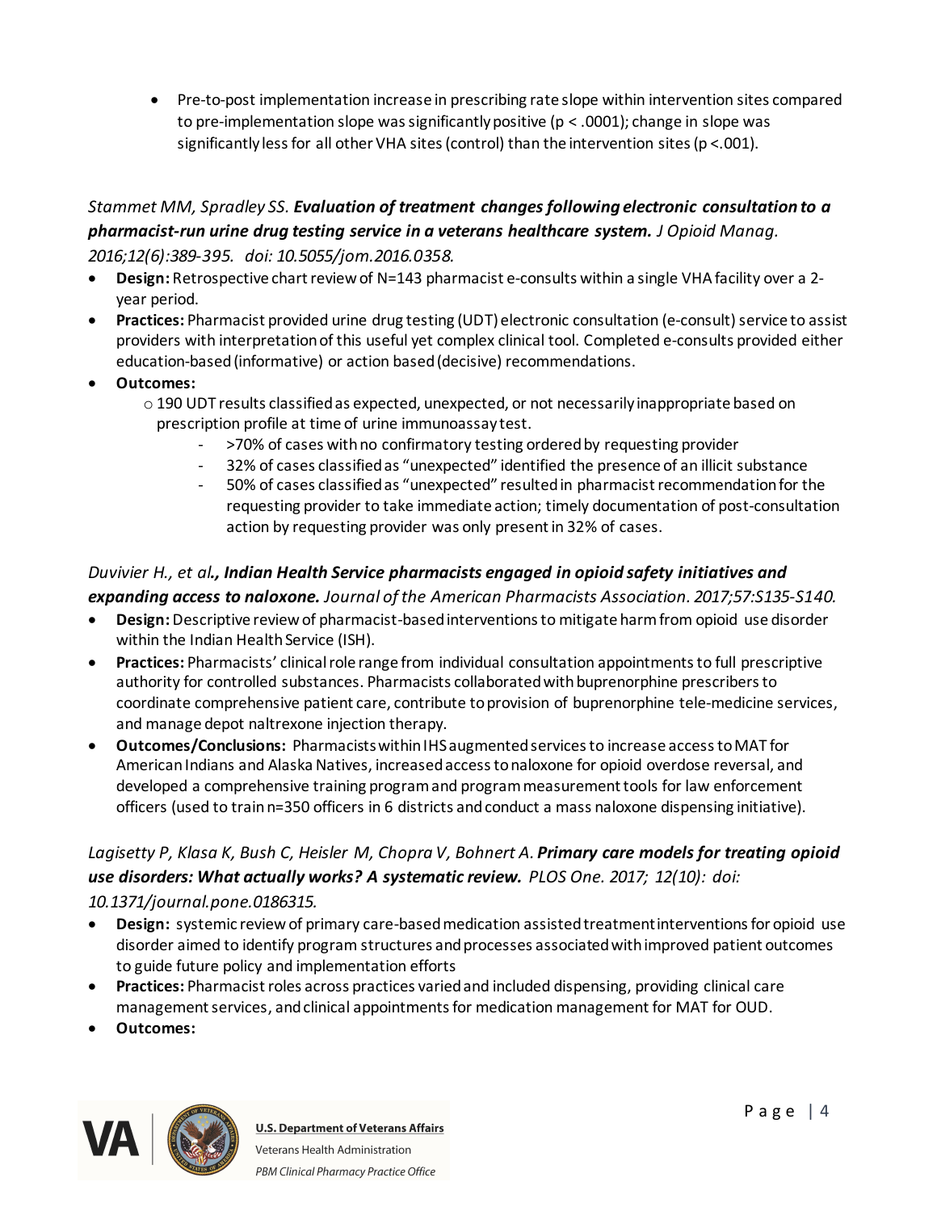- Pre-to-post implementation increase in prescribing rate slope within intervention sites compared to pre-implementation slope was significantly positive ($p < .0001$); change in slope was significantly less for all other VHA sites (control) than the intervention sites ($p < .001$).

*Stammet MM, Spradley SS.* ***Evaluation of treatment changes following electronic consultation to a pharmacist-run urine drug testing service in a veterans healthcare system.*** *J Opioid Manag. 2016;12(6):389-395. doi: 10.5055/jom.2016.0358.*

- **Design:** Retrospective chart review of N=143 pharmacist e-consults within a single VHA facility over a 2-year period.
- **Practices:** Pharmacist provided urine drug testing (UDT) electronic consultation (e-consult) service to assist providers with interpretation of this useful yet complex clinical tool. Completed e-consults provided either education-based (informative) or action based (decisive) recommendations.
- **Outcomes:**
  - 190 UDT results classified as expected, unexpected, or not necessarily inappropriate based on prescription profile at time of urine immunoassay test.
    - >70% of cases with no confirmatory testing ordered by requesting provider
    - 32% of cases classified as "unexpected" identified the presence of an illicit substance
    - 50% of cases classified as "unexpected" resulted in pharmacist recommendation for the requesting provider to take immediate action; timely documentation of post-consultation action by requesting provider was only present in 32% of cases.

*Duvivier H., et al.****, Indian Health Service pharmacists engaged in opioid safety initiatives and expanding access to naloxone.*** *Journal of the American Pharmacists Association. 2017;57:S135-S140.*

- **Design:** Descriptive review of pharmacist-based interventions to mitigate harm from opioid use disorder within the Indian Health Service (ISH).
- **Practices:** Pharmacists' clinical role range from individual consultation appointments to full prescriptive authority for controlled substances. Pharmacists collaborated with buprenorphine prescribers to coordinate comprehensive patient care, contribute to provision of buprenorphine tele-medicine services, and manage depot naltrexone injection therapy.
- **Outcomes/Conclusions:** Pharmacists within IHS augmented services to increase access to MAT for American Indians and Alaska Natives, increased access to naloxone for opioid overdose reversal, and developed a comprehensive training program and program measurement tools for law enforcement officers (used to train n=350 officers in 6 districts and conduct a mass naloxone dispensing initiative).

*Lagisetty P, Klasa K, Bush C, Heisler M, Chopra V, Bohnert A.* ***Primary care models for treating opioid use disorders: What actually works? A systematic review.*** *PLOS One. 2017; 12(10): doi: 10.1371/journal.pone.0186315.*

- **Design:** systemic review of primary care-based medication assisted treatment interventions for opioid use disorder aimed to identify program structures and processes associated with improved patient outcomes to guide future policy and implementation efforts
- **Practices:** Pharmacist roles across practices varied and included dispensing, providing clinical care management services, and clinical appointments for medication management for MAT for OUD.
- **Outcomes:**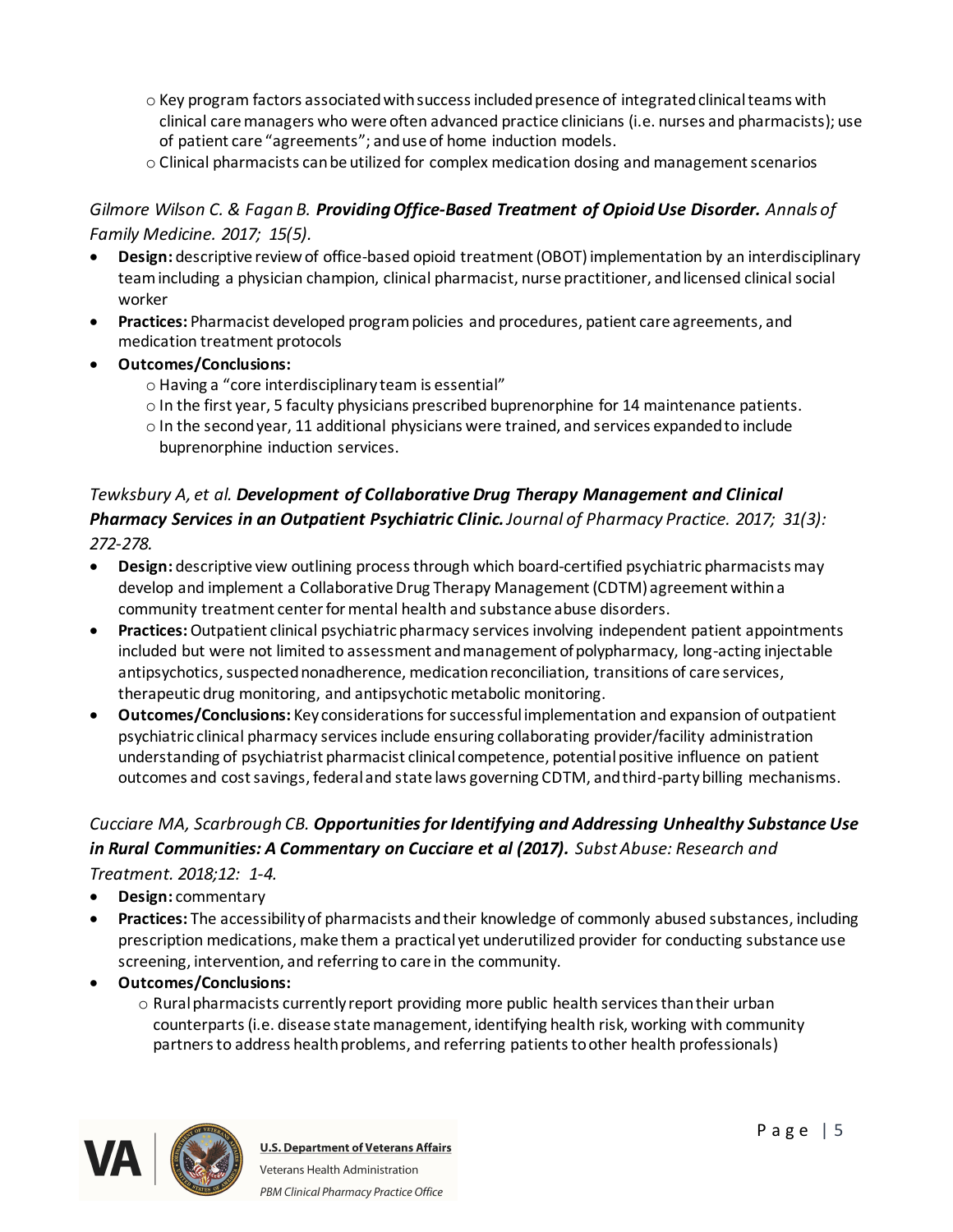- Key program factors associated with success included presence of integrated clinical teams with clinical care managers who were often advanced practice clinicians (i.e. nurses and pharmacists); use of patient care "agreements"; and use of home induction models.
- Clinical pharmacists can be utilized for complex medication dosing and management scenarios

*Gilmore Wilson C. & Fagan B.* ***Providing Office-Based Treatment of Opioid Use Disorder.*** *Annals of Family Medicine. 2017; 15(5).*

- **Design:** descriptive review of office-based opioid treatment (OBOT) implementation by an interdisciplinary team including a physician champion, clinical pharmacist, nurse practitioner, and licensed clinical social worker
- **Practices:** Pharmacist developed program policies and procedures, patient care agreements, and medication treatment protocols
- **Outcomes/Conclusions:**
  - Having a "core interdisciplinary team is essential"
  - In the first year, 5 faculty physicians prescribed buprenorphine for 14 maintenance patients.
  - In the second year, 11 additional physicians were trained, and services expanded to include buprenorphine induction services.

*Tewksbury A, et al.* ***Development of Collaborative Drug Therapy Management and Clinical Pharmacy Services in an Outpatient Psychiatric Clinic.*** *Journal of Pharmacy Practice. 2017; 31(3): 272-278.*

- **Design:** descriptive view outlining process through which board-certified psychiatric pharmacists may develop and implement a Collaborative Drug Therapy Management (CDTM) agreement within a community treatment center for mental health and substance abuse disorders.
- **Practices:** Outpatient clinical psychiatric pharmacy services involving independent patient appointments included but were not limited to assessment and management of polypharmacy, long-acting injectable antipsychotics, suspected nonadherence, medication reconciliation, transitions of care services, therapeutic drug monitoring, and antipsychotic metabolic monitoring.
- **Outcomes/Conclusions:** Key considerations for successful implementation and expansion of outpatient psychiatric clinical pharmacy services include ensuring collaborating provider/facility administration understanding of psychiatrist pharmacist clinical competence, potential positive influence on patient outcomes and cost savings, federal and state laws governing CDTM, and third-party billing mechanisms.

*Cucciare MA, Scarbrough CB.* ***Opportunities for Identifying and Addressing Unhealthy Substance Use in Rural Communities: A Commentary on Cucciare et al (2017).*** *Subst Abuse: Research and Treatment. 2018;12: 1-4.*

- **Design:** commentary
- **Practices:** The accessibility of pharmacists and their knowledge of commonly abused substances, including prescription medications, make them a practical yet underutilized provider for conducting substance use screening, intervention, and referring to care in the community.
- **Outcomes/Conclusions:**
  - Rural pharmacists currently report providing more public health services than their urban counterparts (i.e. disease state management, identifying health risk, working with community partners to address health problems, and referring patients to other health professionals)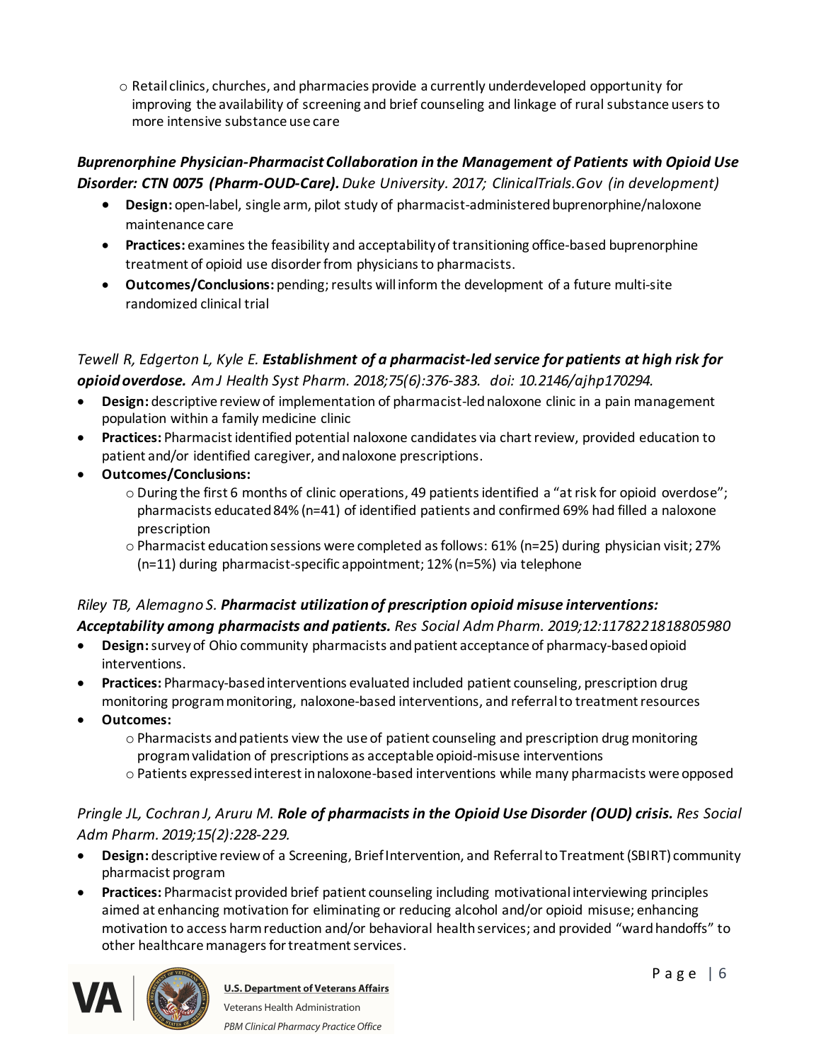- Retail clinics, churches, and pharmacies provide a currently underdeveloped opportunity for improving the availability of screening and brief counseling and linkage of rural substance users to more intensive substance use care

***Buprenorphine Physician-Pharmacist Collaboration in the Management of Patients with Opioid Use Disorder: CTN 0075 (Pharm-OUD-Care).*** *Duke University. 2017; ClinicalTrials.Gov (in development)*

- **Design:** open-label, single arm, pilot study of pharmacist-administered buprenorphine/naloxone maintenance care
- **Practices:** examines the feasibility and acceptability of transitioning office-based buprenorphine treatment of opioid use disorder from physicians to pharmacists.
- **Outcomes/Conclusions:** pending; results will inform the development of a future multi-site randomized clinical trial

*Tewell R, Edgerton L, Kyle E.* ***Establishment of a pharmacist-led service for patients at high risk for opioid overdose.*** *Am J Health Syst Pharm. 2018;75(6):376-383. doi: 10.2146/ajhp170294.*

- **Design:** descriptive review of implementation of pharmacist-led naloxone clinic in a pain management population within a family medicine clinic
- **Practices:** Pharmacist identified potential naloxone candidates via chart review, provided education to patient and/or identified caregiver, and naloxone prescriptions.
- **Outcomes/Conclusions:**
  - During the first 6 months of clinic operations, 49 patients identified a "at risk for opioid overdose"; pharmacists educated 84% (n=41) of identified patients and confirmed 69% had filled a naloxone prescription
  - Pharmacist education sessions were completed as follows: 61% (n=25) during physician visit; 27% (n=11) during pharmacist-specific appointment; 12% (n=5%) via telephone

*Riley TB, Alemagno S.* ***Pharmacist utilization of prescription opioid misuse interventions: Acceptability among pharmacists and patients.*** *Res Social Adm Pharm. 2019;12:1178221818805980*

- **Design:** survey of Ohio community pharmacists and patient acceptance of pharmacy-based opioid interventions.
- **Practices:** Pharmacy-based interventions evaluated included patient counseling, prescription drug monitoring program monitoring, naloxone-based interventions, and referral to treatment resources
- **Outcomes:**
  - Pharmacists and patients view the use of patient counseling and prescription drug monitoring program validation of prescriptions as acceptable opioid-misuse interventions
  - Patients expressed interest in naloxone-based interventions while many pharmacists were opposed

*Pringle JL, Cochran J, Aruru M.* ***Role of pharmacists in the Opioid Use Disorder (OUD) crisis.*** *Res Social Adm Pharm. 2019;15(2):228-229.*

- **Design:** descriptive review of a Screening, Brief Intervention, and Referral to Treatment (SBIRT) community pharmacist program
- **Practices:** Pharmacist provided brief patient counseling including motivational interviewing principles aimed at enhancing motivation for eliminating or reducing alcohol and/or opioid misuse; enhancing motivation to access harm reduction and/or behavioral health services; and provided "ward handoffs" to other healthcare managers for treatment services.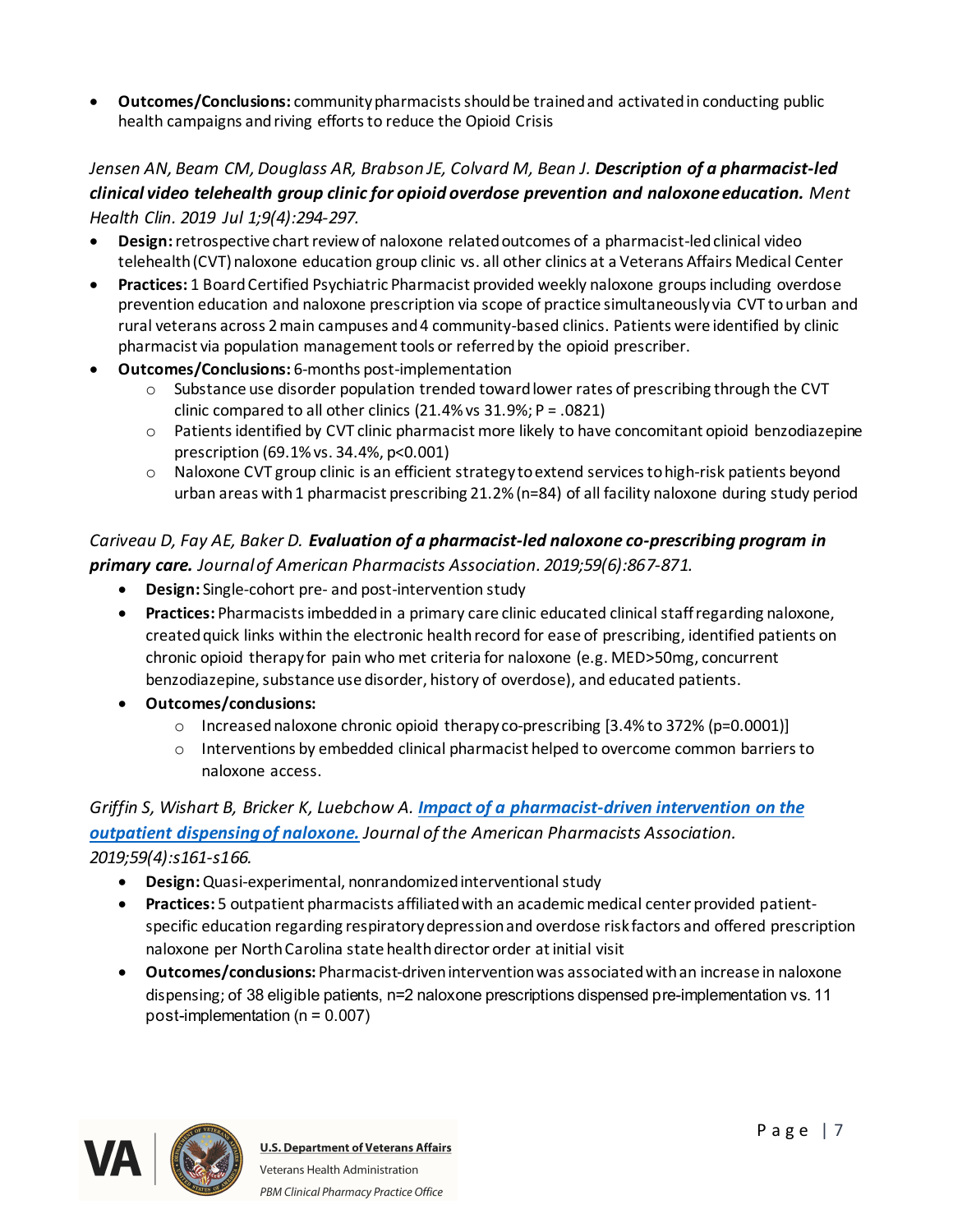- **Outcomes/Conclusions:** community pharmacists should be trained and activated in conducting public health campaigns and riving efforts to reduce the Opioid Crisis

*Jensen AN, Beam CM, Douglass AR, Brabson JE, Colvard M, Bean J.* ***Description of a pharmacist-led clinical video telehealth group clinic for opioid overdose prevention and naloxone education.*** *Ment Health Clin. 2019 Jul 1;9(4):294-297.*

- **Design:** retrospective chart review of naloxone related outcomes of a pharmacist-led clinical video telehealth (CVT) naloxone education group clinic vs. all other clinics at a Veterans Affairs Medical Center
- **Practices:** 1 Board Certified Psychiatric Pharmacist provided weekly naloxone groups including overdose prevention education and naloxone prescription via scope of practice simultaneously via CVT to urban and rural veterans across 2 main campuses and 4 community-based clinics. Patients were identified by clinic pharmacist via population management tools or referred by the opioid prescriber.
- **Outcomes/Conclusions:** 6-months post-implementation
  - Substance use disorder population trended toward lower rates of prescribing through the CVT clinic compared to all other clinics (21.4% vs 31.9%; P = .0821)
  - Patients identified by CVT clinic pharmacist more likely to have concomitant opioid benzodiazepine prescription (69.1% vs. 34.4%, p<0.001)
  - Naloxone CVT group clinic is an efficient strategy to extend services to high-risk patients beyond urban areas with 1 pharmacist prescribing 21.2% (n=84) of all facility naloxone during study period

*Cariveau D, Fay AE, Baker D.* ***Evaluation of a pharmacist-led naloxone co-prescribing program in primary care.*** *Journal of American Pharmacists Association. 2019;59(6):867-871.*

- **Design:** Single-cohort pre- and post-intervention study
- **Practices:** Pharmacists imbedded in a primary care clinic educated clinical staff regarding naloxone, created quick links within the electronic health record for ease of prescribing, identified patients on chronic opioid therapy for pain who met criteria for naloxone (e.g. MED>50mg, concurrent benzodiazepine, substance use disorder, history of overdose), and educated patients.
- **Outcomes/conclusions:**
  - Increased naloxone chronic opioid therapy co-prescribing [3.4% to 372% (p=0.0001)]
  - Interventions by embedded clinical pharmacist helped to overcome common barriers to naloxone access.

*Griffin S, Wishart B, Bricker K, Luebchow A.* ***Impact of a pharmacist-driven intervention on the outpatient dispensing of naloxone.*** *Journal of the American Pharmacists Association. 2019;59(4):s161-s166.*

- **Design:** Quasi-experimental, nonrandomized interventional study
- **Practices:** 5 outpatient pharmacists affiliated with an academic medical center provided patient-specific education regarding respiratory depression and overdose risk factors and offered prescription naloxone per North Carolina state health director order at initial visit
- **Outcomes/conclusions:** Pharmacist-driven intervention was associated with an increase in naloxone dispensing; of 38 eligible patients, n=2 naloxone prescriptions dispensed pre-implementation vs. 11 post-implementation (n = 0.007)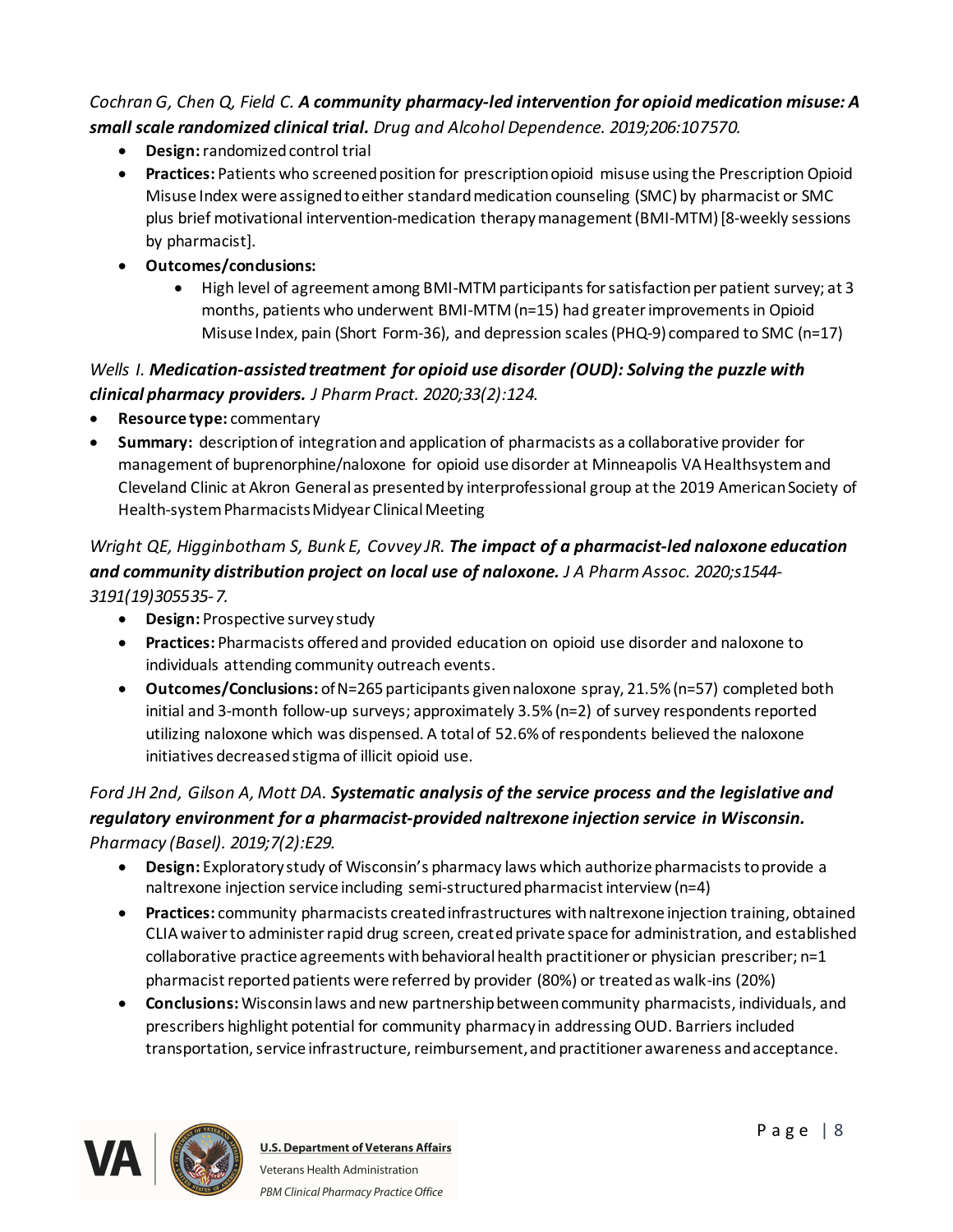*Cochran G, Chen Q, Field C.* ***A community pharmacy-led intervention for opioid medication misuse: A small scale randomized clinical trial.*** *Drug and Alcohol Dependence. 2019;206:107570.*

- **Design:** randomized control trial
- **Practices:** Patients who screened position for prescription opioid misuse using the Prescription Opioid Misuse Index were assigned to either standard medication counseling (SMC) by pharmacist or SMC plus brief motivational intervention-medication therapy management (BMI-MTM) [8-weekly sessions by pharmacist].
- **Outcomes/conclusions:**
  - High level of agreement among BMI-MTM participants for satisfaction per patient survey; at 3 months, patients who underwent BMI-MTM (n=15) had greater improvements in Opioid Misuse Index, pain (Short Form-36), and depression scales (PHQ-9) compared to SMC (n=17)

*Wells I.* ***Medication-assisted treatment for opioid use disorder (OUD): Solving the puzzle with clinical pharmacy providers.*** *J Pharm Pract. 2020;33(2):124.*

- **Resource type:** commentary
- **Summary:** description of integration and application of pharmacists as a collaborative provider for management of buprenorphine/naloxone for opioid use disorder at Minneapolis VA Healthsystem and Cleveland Clinic at Akron General as presented by interprofessional group at the 2019 American Society of Health-system Pharmacists Midyear Clinical Meeting

*Wright QE, Higginbotham S, Bunk E, Covvey JR.* ***The impact of a pharmacist-led naloxone education and community distribution project on local use of naloxone.*** *J A Pharm Assoc. 2020;s1544-3191(19)305535-7.*

- **Design:** Prospective survey study
- **Practices:** Pharmacists offered and provided education on opioid use disorder and naloxone to individuals attending community outreach events.
- **Outcomes/Conclusions:** of N=265 participants given naloxone spray, 21.5% (n=57) completed both initial and 3-month follow-up surveys; approximately 3.5% (n=2) of survey respondents reported utilizing naloxone which was dispensed. A total of 52.6% of respondents believed the naloxone initiatives decreased stigma of illicit opioid use.

*Ford JH 2nd, Gilson A, Mott DA.* ***Systematic analysis of the service process and the legislative and regulatory environment for a pharmacist-provided naltrexone injection service in Wisconsin.*** *Pharmacy (Basel). 2019;7(2):E29.*

- **Design:** Exploratory study of Wisconsin's pharmacy laws which authorize pharmacists to provide a naltrexone injection service including semi-structured pharmacist interview (n=4)
- **Practices:** community pharmacists created infrastructures with naltrexone injection training, obtained CLIA waiver to administer rapid drug screen, created private space for administration, and established collaborative practice agreements with behavioral health practitioner or physician prescriber; n=1 pharmacist reported patients were referred by provider (80%) or treated as walk-ins (20%)
- **Conclusions:** Wisconsin laws and new partnership between community pharmacists, individuals, and prescribers highlight potential for community pharmacy in addressing OUD. Barriers included transportation, service infrastructure, reimbursement, and practitioner awareness and acceptance.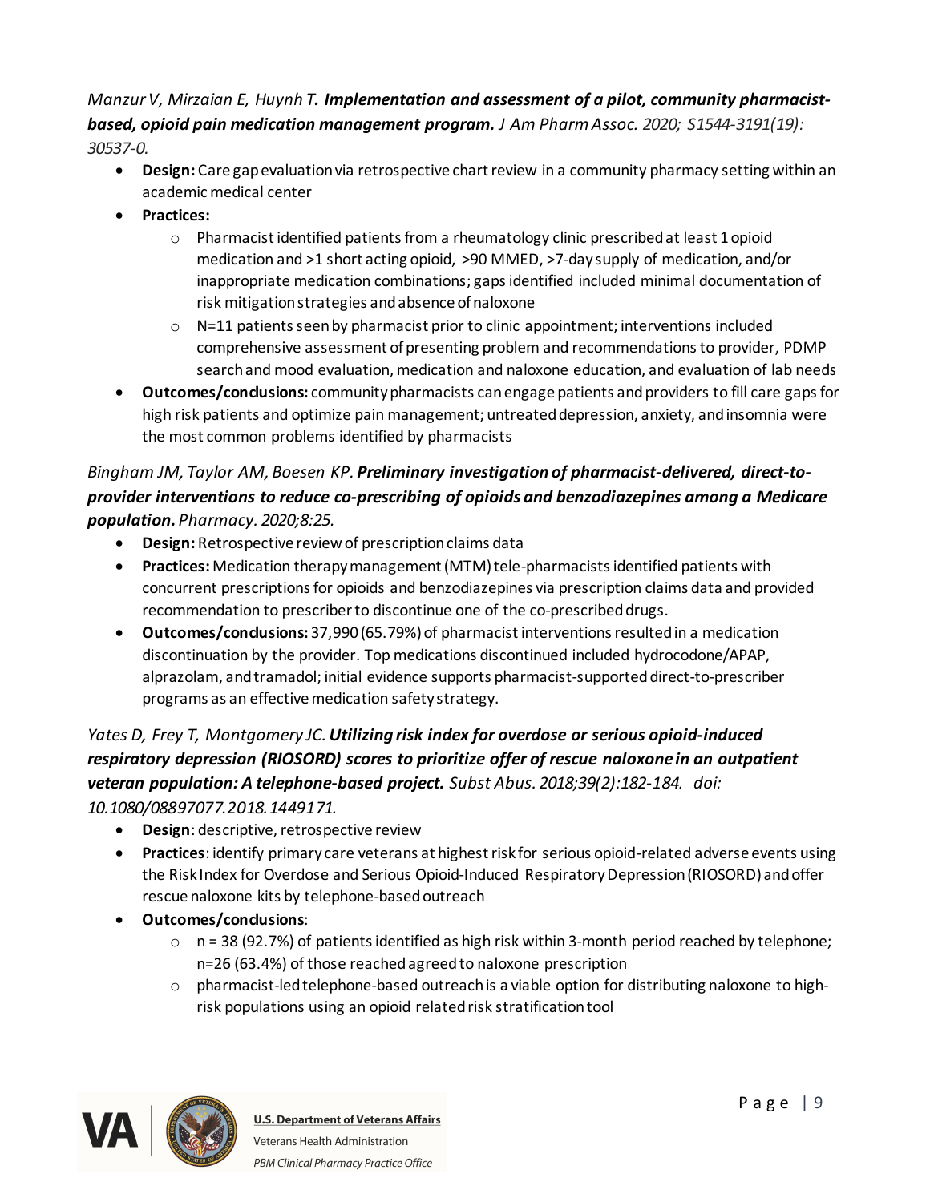*Manzur V, Mirzaian E, Huynh T.* ***Implementation and assessment of a pilot, community pharmacist-based, opioid pain medication management program.*** *J Am Pharm Assoc. 2020; S1544-3191(19): 30537-0.*

- **Design:** Care gap evaluation via retrospective chart review in a community pharmacy setting within an academic medical center
- **Practices:**
  - Pharmacist identified patients from a rheumatology clinic prescribed at least 1 opioid medication and >1 short acting opioid, >90 MMED, >7-day supply of medication, and/or inappropriate medication combinations; gaps identified included minimal documentation of risk mitigation strategies and absence of naloxone
  - N=11 patients seen by pharmacist prior to clinic appointment; interventions included comprehensive assessment of presenting problem and recommendations to provider, PDMP search and mood evaluation, medication and naloxone education, and evaluation of lab needs
- **Outcomes/conclusions:** community pharmacists can engage patients and providers to fill care gaps for high risk patients and optimize pain management; untreated depression, anxiety, and insomnia were the most common problems identified by pharmacists

*Bingham JM, Taylor AM, Boesen KP.* ***Preliminary investigation of pharmacist-delivered, direct-to-provider interventions to reduce co-prescribing of opioids and benzodiazepines among a Medicare population.*** *Pharmacy. 2020;8:25.*

- **Design:** Retrospective review of prescription claims data
- **Practices:** Medication therapy management (MTM) tele-pharmacists identified patients with concurrent prescriptions for opioids and benzodiazepines via prescription claims data and provided recommendation to prescriber to discontinue one of the co-prescribed drugs.
- **Outcomes/conclusions:** 37,990 (65.79%) of pharmacist interventions resulted in a medication discontinuation by the provider. Top medications discontinued included hydrocodone/APAP, alprazolam, and tramadol; initial evidence supports pharmacist-supported direct-to-prescriber programs as an effective medication safety strategy.

*Yates D, Frey T, Montgomery JC.* ***Utilizing risk index for overdose or serious opioid-induced respiratory depression (RIOSORD) scores to prioritize offer of rescue naloxone in an outpatient veteran population: A telephone-based project.*** *Subst Abus. 2018;39(2):182-184. doi: 10.1080/08897077.2018.1449171.*

- **Design**: descriptive, retrospective review
- **Practices**: identify primary care veterans at highest risk for serious opioid-related adverse events using the Risk Index for Overdose and Serious Opioid-Induced Respiratory Depression (RIOSORD) and offer rescue naloxone kits by telephone-based outreach
- **Outcomes/conclusions**:
  - n = 38 (92.7%) of patients identified as high risk within 3-month period reached by telephone; n=26 (63.4%) of those reached agreed to naloxone prescription
  - pharmacist-led telephone-based outreach is a viable option for distributing naloxone to high-risk populations using an opioid related risk stratification tool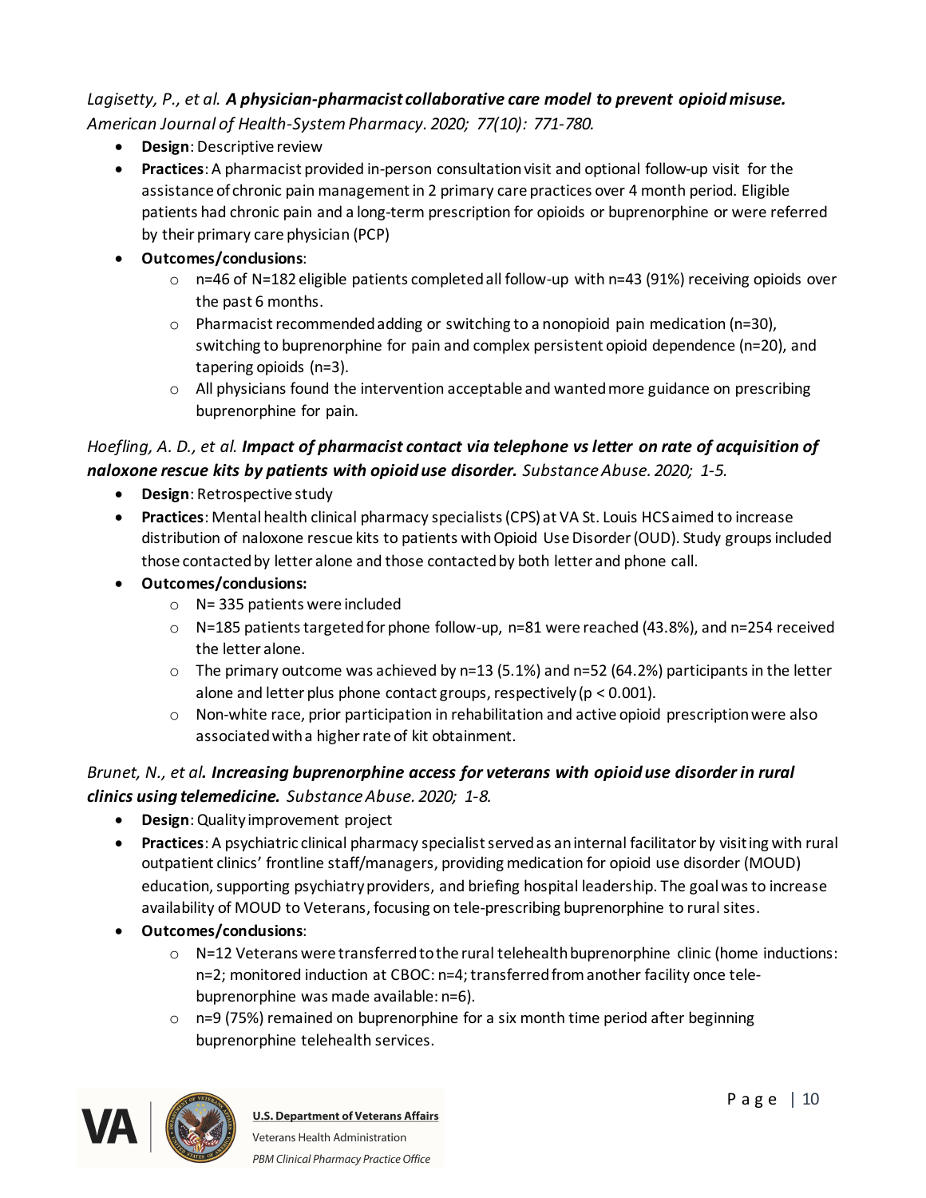*Lagisetty, P., et al.* ***A physician-pharmacist collaborative care model to prevent opioid misuse.*** *American Journal of Health-System Pharmacy. 2020; 77(10): 771-780.*

- **Design**: Descriptive review
- **Practices**: A pharmacist provided in-person consultation visit and optional follow-up visit for the assistance of chronic pain management in 2 primary care practices over 4 month period. Eligible patients had chronic pain and a long-term prescription for opioids or buprenorphine or were referred by their primary care physician (PCP)
- **Outcomes/conclusions**:
  - n=46 of N=182 eligible patients completed all follow-up with n=43 (91%) receiving opioids over the past 6 months.
  - Pharmacist recommended adding or switching to a nonopioid pain medication (n=30), switching to buprenorphine for pain and complex persistent opioid dependence (n=20), and tapering opioids (n=3).
  - All physicians found the intervention acceptable and wanted more guidance on prescribing buprenorphine for pain.

*Hoefling, A. D., et al.* ***Impact of pharmacist contact via telephone vs letter on rate of acquisition of naloxone rescue kits by patients with opioid use disorder.*** *Substance Abuse. 2020; 1-5.*

- **Design**: Retrospective study
- **Practices**: Mental health clinical pharmacy specialists (CPS) at VA St. Louis HCS aimed to increase distribution of naloxone rescue kits to patients with Opioid Use Disorder (OUD). Study groups included those contacted by letter alone and those contacted by both letter and phone call.
- **Outcomes/conclusions:**
  - N= 335 patients were included
  - N=185 patients targeted for phone follow-up, n=81 were reached (43.8%), and n=254 received the letter alone.
  - The primary outcome was achieved by n=13 (5.1%) and n=52 (64.2%) participants in the letter alone and letter plus phone contact groups, respectively ($p < 0.001$).
  - Non-white race, prior participation in rehabilitation and active opioid prescription were also associated with a higher rate of kit obtainment.

*Brunet, N., et al.* ***Increasing buprenorphine access for veterans with opioid use disorder in rural clinics using telemedicine.*** *Substance Abuse. 2020; 1-8.*

- **Design**: Quality improvement project
- **Practices**: A psychiatric clinical pharmacy specialist served as an internal facilitator by visiting with rural outpatient clinics' frontline staff/managers, providing medication for opioid use disorder (MOUD) education, supporting psychiatry providers, and briefing hospital leadership. The goal was to increase availability of MOUD to Veterans, focusing on tele-prescribing buprenorphine to rural sites.
- **Outcomes/conclusions**:
  - N=12 Veterans were transferred to the rural telehealth buprenorphine clinic (home inductions: n=2; monitored induction at CBOC: n=4; transferred from another facility once tele-buprenorphine was made available: n=6).
  - n=9 (75%) remained on buprenorphine for a six month time period after beginning buprenorphine telehealth services.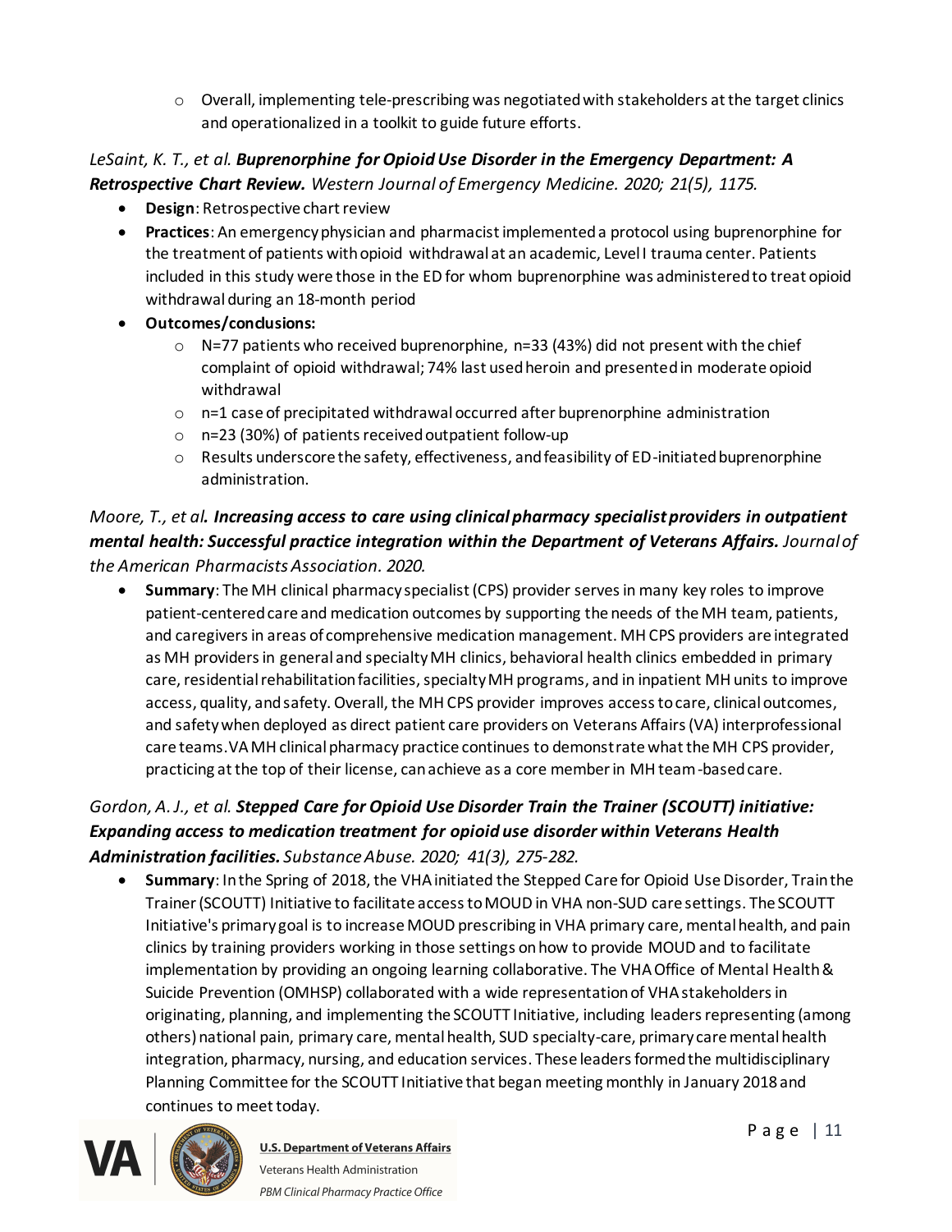- Overall, implementing tele-prescribing was negotiated with stakeholders at the target clinics and operationalized in a toolkit to guide future efforts.

*LeSaint, K. T., et al.* ***Buprenorphine for Opioid Use Disorder in the Emergency Department: A Retrospective Chart Review.*** *Western Journal of Emergency Medicine. 2020; 21(5), 1175.*

- **Design**: Retrospective chart review
- **Practices**: An emergency physician and pharmacist implemented a protocol using buprenorphine for the treatment of patients with opioid withdrawal at an academic, Level I trauma center. Patients included in this study were those in the ED for whom buprenorphine was administered to treat opioid withdrawal during an 18-month period
- **Outcomes/conclusions:**
  - N=77 patients who received buprenorphine, n=33 (43%) did not present with the chief complaint of opioid withdrawal; 74% last used heroin and presented in moderate opioid withdrawal
  - n=1 case of precipitated withdrawal occurred after buprenorphine administration
  - n=23 (30%) of patients received outpatient follow-up
  - Results underscore the safety, effectiveness, and feasibility of ED-initiated buprenorphine administration.

*Moore, T., et al.* ***Increasing access to care using clinical pharmacy specialist providers in outpatient mental health: Successful practice integration within the Department of Veterans Affairs.*** *Journal of the American Pharmacists Association. 2020.*

- **Summary**: The MH clinical pharmacy specialist (CPS) provider serves in many key roles to improve patient-centered care and medication outcomes by supporting the needs of the MH team, patients, and caregivers in areas of comprehensive medication management. MH CPS providers are integrated as MH providers in general and specialty MH clinics, behavioral health clinics embedded in primary care, residential rehabilitation facilities, specialty MH programs, and in inpatient MH units to improve access, quality, and safety. Overall, the MH CPS provider improves access to care, clinical outcomes, and safety when deployed as direct patient care providers on Veterans Affairs (VA) interprofessional care teams. VA MH clinical pharmacy practice continues to demonstrate what the MH CPS provider, practicing at the top of their license, can achieve as a core member in MH team-based care.

*Gordon, A. J., et al.* ***Stepped Care for Opioid Use Disorder Train the Trainer (SCOUTT) initiative: Expanding access to medication treatment for opioid use disorder within Veterans Health Administration facilities.*** *Substance Abuse. 2020; 41(3), 275-282.*

- **Summary**: In the Spring of 2018, the VHA initiated the Stepped Care for Opioid Use Disorder, Train the Trainer (SCOUTT) Initiative to facilitate access to MOUD in VHA non-SUD care settings. The SCOUTT Initiative's primary goal is to increase MOUD prescribing in VHA primary care, mental health, and pain clinics by training providers working in those settings on how to provide MOUD and to facilitate implementation by providing an ongoing learning collaborative. The VHA Office of Mental Health & Suicide Prevention (OMHSP) collaborated with a wide representation of VHA stakeholders in originating, planning, and implementing the SCOUTT Initiative, including leaders representing (among others) national pain, primary care, mental health, SUD specialty-care, primary care mental health integration, pharmacy, nursing, and education services. These leaders formed the multidisciplinary Planning Committee for the SCOUTT Initiative that began meeting monthly in January 2018 and continues to meet today.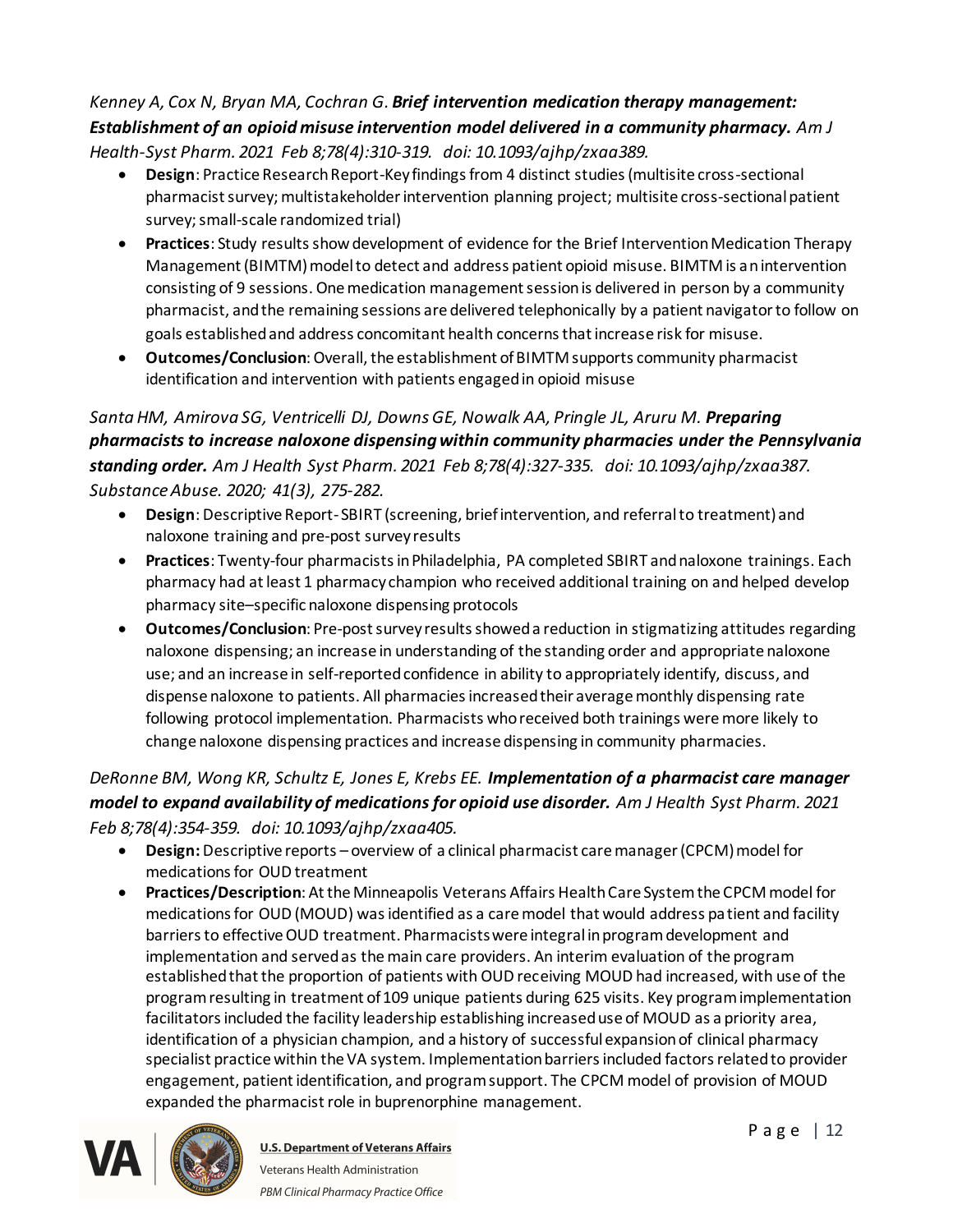*Kenney A, Cox N, Bryan MA, Cochran G.* ***Brief intervention medication therapy management: Establishment of an opioid misuse intervention model delivered in a community pharmacy.*** *Am J Health-Syst Pharm. 2021 Feb 8;78(4):310-319. doi: 10.1093/ajhp/zxaa389.*

- **Design**: Practice Research Report-Key findings from 4 distinct studies (multisite cross-sectional pharmacist survey; multistakeholder intervention planning project; multisite cross-sectional patient survey; small-scale randomized trial)
- **Practices**: Study results show development of evidence for the Brief Intervention Medication Therapy Management (BIMTM) model to detect and address patient opioid misuse. BIMTM is an intervention consisting of 9 sessions. One medication management session is delivered in person by a community pharmacist, and the remaining sessions are delivered telephonically by a patient navigator to follow on goals established and address concomitant health concerns that increase risk for misuse.
- **Outcomes/Conclusion**: Overall, the establishment of BIMTM supports community pharmacist identification and intervention with patients engaged in opioid misuse

*Santa HM, Amirova SG, Ventricelli DJ, Downs GE, Nowalk AA, Pringle JL, Aruru M.* ***Preparing pharmacists to increase naloxone dispensing within community pharmacies under the Pennsylvania standing order.*** *Am J Health Syst Pharm. 2021 Feb 8;78(4):327-335. doi: 10.1093/ajhp/zxaa387. Substance Abuse. 2020; 41(3), 275-282.*

- **Design**: Descriptive Report- SBIRT (screening, brief intervention, and referral to treatment) and naloxone training and pre-post survey results
- **Practices**: Twenty-four pharmacists in Philadelphia, PA completed SBIRT and naloxone trainings. Each pharmacy had at least 1 pharmacy champion who received additional training on and helped develop pharmacy site–specific naloxone dispensing protocols
- **Outcomes/Conclusion**: Pre-post survey results showed a reduction in stigmatizing attitudes regarding naloxone dispensing; an increase in understanding of the standing order and appropriate naloxone use; and an increase in self-reported confidence in ability to appropriately identify, discuss, and dispense naloxone to patients. All pharmacies increased their average monthly dispensing rate following protocol implementation. Pharmacists who received both trainings were more likely to change naloxone dispensing practices and increase dispensing in community pharmacies.

*DeRonne BM, Wong KR, Schultz E, Jones E, Krebs EE.* ***Implementation of a pharmacist care manager model to expand availability of medications for opioid use disorder.*** *Am J Health Syst Pharm. 2021 Feb 8;78(4):354-359. doi: 10.1093/ajhp/zxaa405.*

- **Design:** Descriptive reports – overview of a clinical pharmacist care manager (CPCM) model for medications for OUD treatment
- **Practices/Description**: At the Minneapolis Veterans Affairs Health Care System the CPCM model for medications for OUD (MOUD) was identified as a care model that would address patient and facility barriers to effective OUD treatment. Pharmacists were integral in program development and implementation and served as the main care providers. An interim evaluation of the program established that the proportion of patients with OUD receiving MOUD had increased, with use of the program resulting in treatment of 109 unique patients during 625 visits. Key program implementation facilitators included the facility leadership establishing increased use of MOUD as a priority area, identification of a physician champion, and a history of successful expansion of clinical pharmacy specialist practice within the VA system. Implementation barriers included factors related to provider engagement, patient identification, and program support. The CPCM model of provision of MOUD expanded the pharmacist role in buprenorphine management.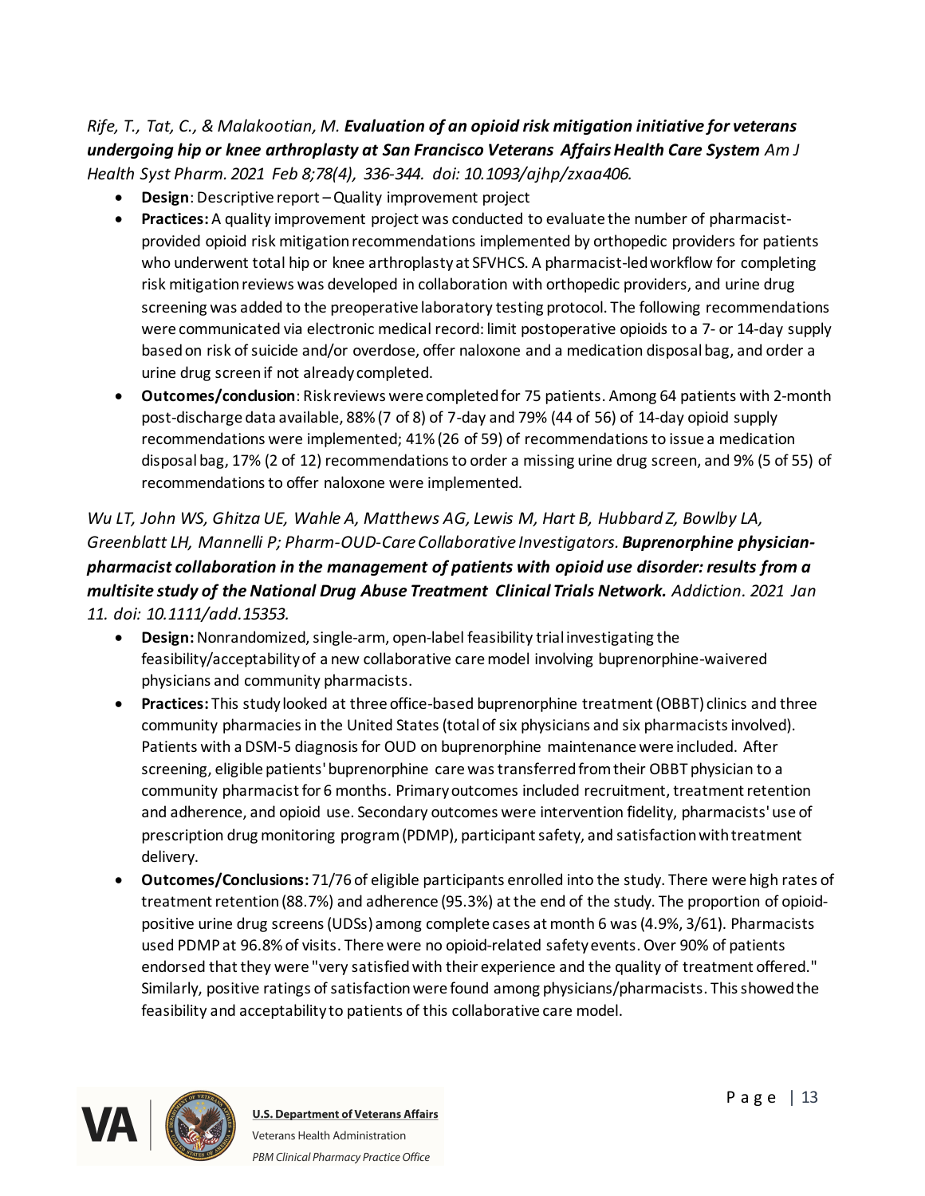*Rife, T., Tat, C., & Malakootian, M.* ***Evaluation of an opioid risk mitigation initiative for veterans undergoing hip or knee arthroplasty at San Francisco Veterans Affairs Health Care System*** *Am J Health Syst Pharm. 2021 Feb 8;78(4), 336-344. doi: 10.1093/ajhp/zxaa406.*

- **Design**: Descriptive report – Quality improvement project
- **Practices:** A quality improvement project was conducted to evaluate the number of pharmacist-provided opioid risk mitigation recommendations implemented by orthopedic providers for patients who underwent total hip or knee arthroplasty at SFVHCS. A pharmacist-led workflow for completing risk mitigation reviews was developed in collaboration with orthopedic providers, and urine drug screening was added to the preoperative laboratory testing protocol. The following recommendations were communicated via electronic medical record: limit postoperative opioids to a 7- or 14-day supply based on risk of suicide and/or overdose, offer naloxone and a medication disposal bag, and order a urine drug screen if not already completed.
- **Outcomes/conclusion**: Risk reviews were completed for 75 patients. Among 64 patients with 2-month post-discharge data available, 88% (7 of 8) of 7-day and 79% (44 of 56) of 14-day opioid supply recommendations were implemented; 41% (26 of 59) of recommendations to issue a medication disposal bag, 17% (2 of 12) recommendations to order a missing urine drug screen, and 9% (5 of 55) of recommendations to offer naloxone were implemented.

*Wu LT, John WS, Ghitza UE, Wahle A, Matthews AG, Lewis M, Hart B, Hubbard Z, Bowlby LA, Greenblatt LH, Mannelli P; Pharm-OUD-Care Collaborative Investigators.* ***Buprenorphine physician-pharmacist collaboration in the management of patients with opioid use disorder: results from a multisite study of the National Drug Abuse Treatment Clinical Trials Network.*** *Addiction. 2021 Jan 11. doi: 10.1111/add.15353.*

- **Design:** Nonrandomized, single-arm, open-label feasibility trial investigating the feasibility/acceptability of a new collaborative care model involving buprenorphine-waivered physicians and community pharmacists.
- **Practices:** This study looked at three office-based buprenorphine treatment (OBBT) clinics and three community pharmacies in the United States (total of six physicians and six pharmacists involved). Patients with a DSM-5 diagnosis for OUD on buprenorphine maintenance were included. After screening, eligible patients' buprenorphine care was transferred from their OBBT physician to a community pharmacist for 6 months. Primary outcomes included recruitment, treatment retention and adherence, and opioid use. Secondary outcomes were intervention fidelity, pharmacists' use of prescription drug monitoring program (PDMP), participant safety, and satisfaction with treatment delivery.
- **Outcomes/Conclusions:** 71/76 of eligible participants enrolled into the study. There were high rates of treatment retention (88.7%) and adherence (95.3%) at the end of the study. The proportion of opioid-positive urine drug screens (UDSs) among complete cases at month 6 was (4.9%, 3/61). Pharmacists used PDMP at 96.8% of visits. There were no opioid-related safety events. Over 90% of patients endorsed that they were "very satisfied with their experience and the quality of treatment offered." Similarly, positive ratings of satisfaction were found among physicians/pharmacists. This showed the feasibility and acceptability to patients of this collaborative care model.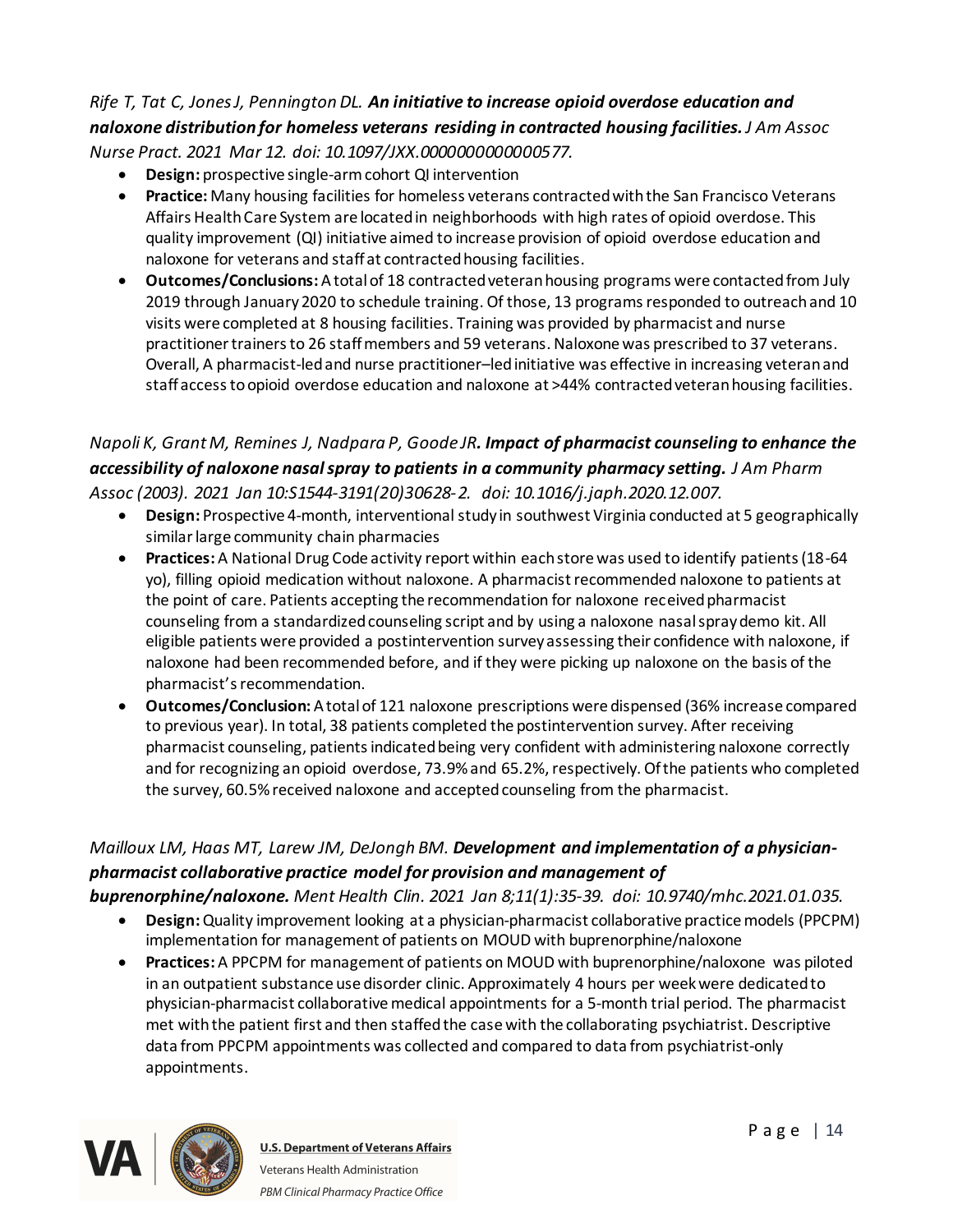*Rife T, Tat C, Jones J, Pennington DL.* ***An initiative to increase opioid overdose education and naloxone distribution for homeless veterans residing in contracted housing facilities.*** *J Am Assoc Nurse Pract. 2021 Mar 12. doi: 10.1097/JXX.0000000000000577.*

- **Design:** prospective single-arm cohort QI intervention
- **Practice:** Many housing facilities for homeless veterans contracted with the San Francisco Veterans Affairs Health Care System are located in neighborhoods with high rates of opioid overdose. This quality improvement (QI) initiative aimed to increase provision of opioid overdose education and naloxone for veterans and staff at contracted housing facilities.
- **Outcomes/Conclusions:** A total of 18 contracted veteran housing programs were contacted from July 2019 through January 2020 to schedule training. Of those, 13 programs responded to outreach and 10 visits were completed at 8 housing facilities. Training was provided by pharmacist and nurse practitioner trainers to 26 staff members and 59 veterans. Naloxone was prescribed to 37 veterans. Overall, A pharmacist-led and nurse practitioner–led initiative was effective in increasing veteran and staff access to opioid overdose education and naloxone at >44% contracted veteran housing facilities.

*Napoli K, Grant M, Remines J, Nadpara P, Goode JR.* ***Impact of pharmacist counseling to enhance the accessibility of naloxone nasal spray to patients in a community pharmacy setting.*** *J Am Pharm Assoc (2003). 2021 Jan 10:S1544-3191(20)30628-2. doi: 10.1016/j.japh.2020.12.007.*

- **Design:** Prospective 4-month, interventional study in southwest Virginia conducted at 5 geographically similar large community chain pharmacies
- **Practices:** A National Drug Code activity report within each store was used to identify patients (18-64 yo), filling opioid medication without naloxone. A pharmacist recommended naloxone to patients at the point of care. Patients accepting the recommendation for naloxone received pharmacist counseling from a standardized counseling script and by using a naloxone nasal spray demo kit. All eligible patients were provided a postintervention survey assessing their confidence with naloxone, if naloxone had been recommended before, and if they were picking up naloxone on the basis of the pharmacist's recommendation.
- **Outcomes/Conclusion:** A total of 121 naloxone prescriptions were dispensed (36% increase compared to previous year). In total, 38 patients completed the postintervention survey. After receiving pharmacist counseling, patients indicated being very confident with administering naloxone correctly and for recognizing an opioid overdose, 73.9% and 65.2%, respectively. Of the patients who completed the survey, 60.5% received naloxone and accepted counseling from the pharmacist.

*Mailloux LM, Haas MT, Larew JM, DeJongh BM.* ***Development and implementation of a physician-pharmacist collaborative practice model for provision and management of buprenorphine/naloxone.*** *Ment Health Clin. 2021 Jan 8;11(1):35-39. doi: 10.9740/mhc.2021.01.035.*

- **Design:** Quality improvement looking at a physician-pharmacist collaborative practice models (PPCPM) implementation for management of patients on MOUD with buprenorphine/naloxone
- **Practices:** A PPCPM for management of patients on MOUD with buprenorphine/naloxone was piloted in an outpatient substance use disorder clinic. Approximately 4 hours per week were dedicated to physician-pharmacist collaborative medical appointments for a 5-month trial period. The pharmacist met with the patient first and then staffed the case with the collaborating psychiatrist. Descriptive data from PPCPM appointments was collected and compared to data from psychiatrist-only appointments.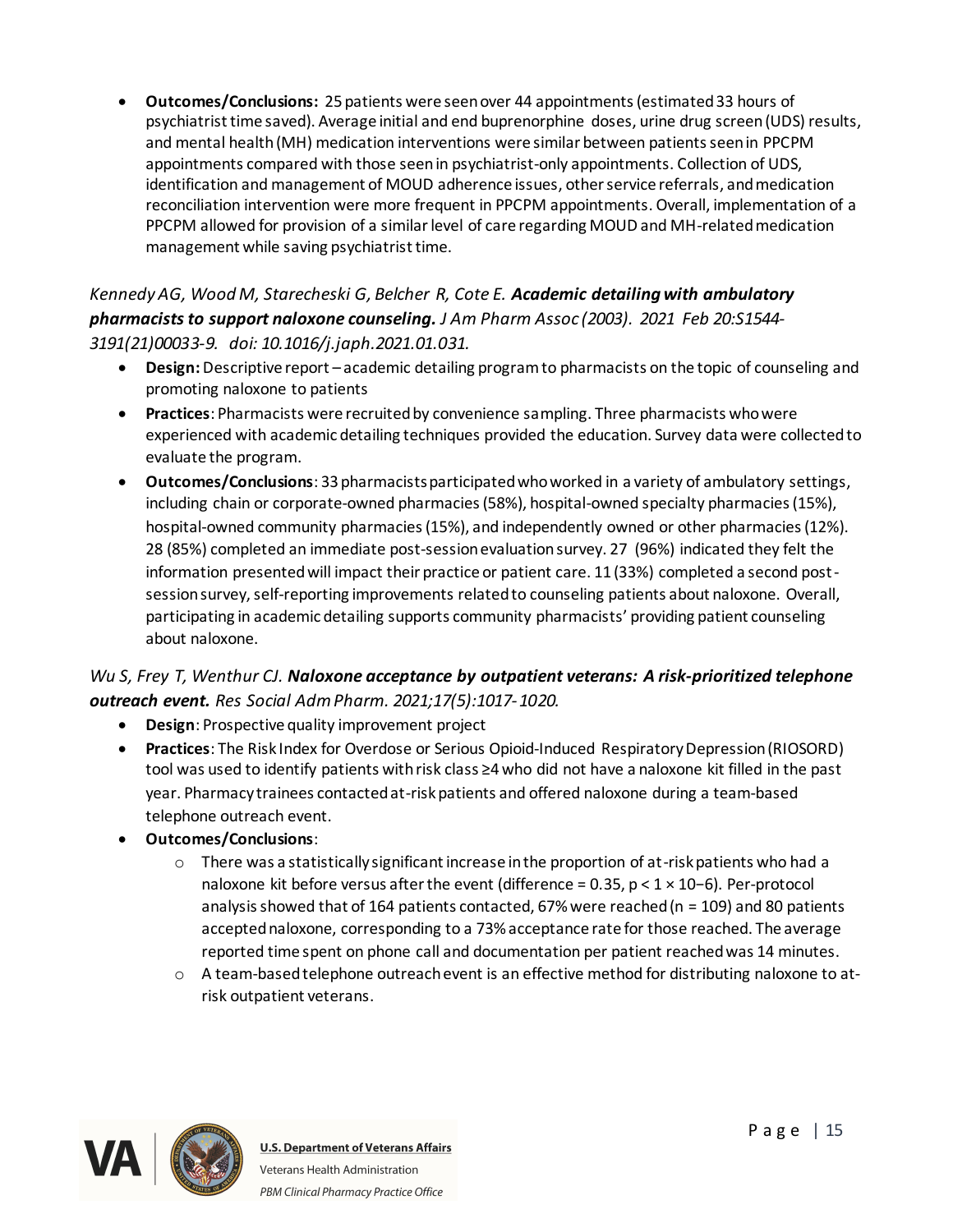- **Outcomes/Conclusions:** 25 patients were seen over 44 appointments (estimated 33 hours of psychiatrist time saved). Average initial and end buprenorphine doses, urine drug screen (UDS) results, and mental health (MH) medication interventions were similar between patients seen in PPCPM appointments compared with those seen in psychiatrist-only appointments. Collection of UDS, identification and management of MOUD adherence issues, other service referrals, and medication reconciliation intervention were more frequent in PPCPM appointments. Overall, implementation of a PPCPM allowed for provision of a similar level of care regarding MOUD and MH-related medication management while saving psychiatrist time.

*Kennedy AG, Wood M, Starecheski G, Belcher R, Cote E.* ***Academic detailing with ambulatory pharmacists to support naloxone counseling.*** *J Am Pharm Assoc (2003). 2021 Feb 20:S1544-3191(21)00033-9. doi: 10.1016/j.japh.2021.01.031.*

- **Design:** Descriptive report – academic detailing program to pharmacists on the topic of counseling and promoting naloxone to patients
- **Practices**: Pharmacists were recruited by convenience sampling. Three pharmacists who were experienced with academic detailing techniques provided the education. Survey data were collected to evaluate the program.
- **Outcomes/Conclusions**: 33 pharmacists participated who worked in a variety of ambulatory settings, including chain or corporate-owned pharmacies (58%), hospital-owned specialty pharmacies (15%), hospital-owned community pharmacies (15%), and independently owned or other pharmacies (12%). 28 (85%) completed an immediate post-session evaluation survey. 27 (96%) indicated they felt the information presented will impact their practice or patient care. 11 (33%) completed a second post-session survey, self-reporting improvements related to counseling patients about naloxone. Overall, participating in academic detailing supports community pharmacists' providing patient counseling about naloxone.

*Wu S, Frey T, Wenthur CJ.* ***Naloxone acceptance by outpatient veterans: A risk-prioritized telephone outreach event.*** *Res Social Adm Pharm. 2021;17(5):1017-1020.*

- **Design**: Prospective quality improvement project
- **Practices**: The Risk Index for Overdose or Serious Opioid-Induced Respiratory Depression (RIOSORD) tool was used to identify patients with risk class ≥4 who did not have a naloxone kit filled in the past year. Pharmacy trainees contacted at-risk patients and offered naloxone during a team-based telephone outreach event.
- **Outcomes/Conclusions**:
  - There was a statistically significant increase in the proportion of at-risk patients who had a naloxone kit before versus after the event (difference = 0.35, $p < 1 \times 10^{-6}$). Per-protocol analysis showed that of 164 patients contacted, 67% were reached (n = 109) and 80 patients accepted naloxone, corresponding to a 73% acceptance rate for those reached. The average reported time spent on phone call and documentation per patient reached was 14 minutes.
  - A team-based telephone outreach event is an effective method for distributing naloxone to at-risk outpatient veterans.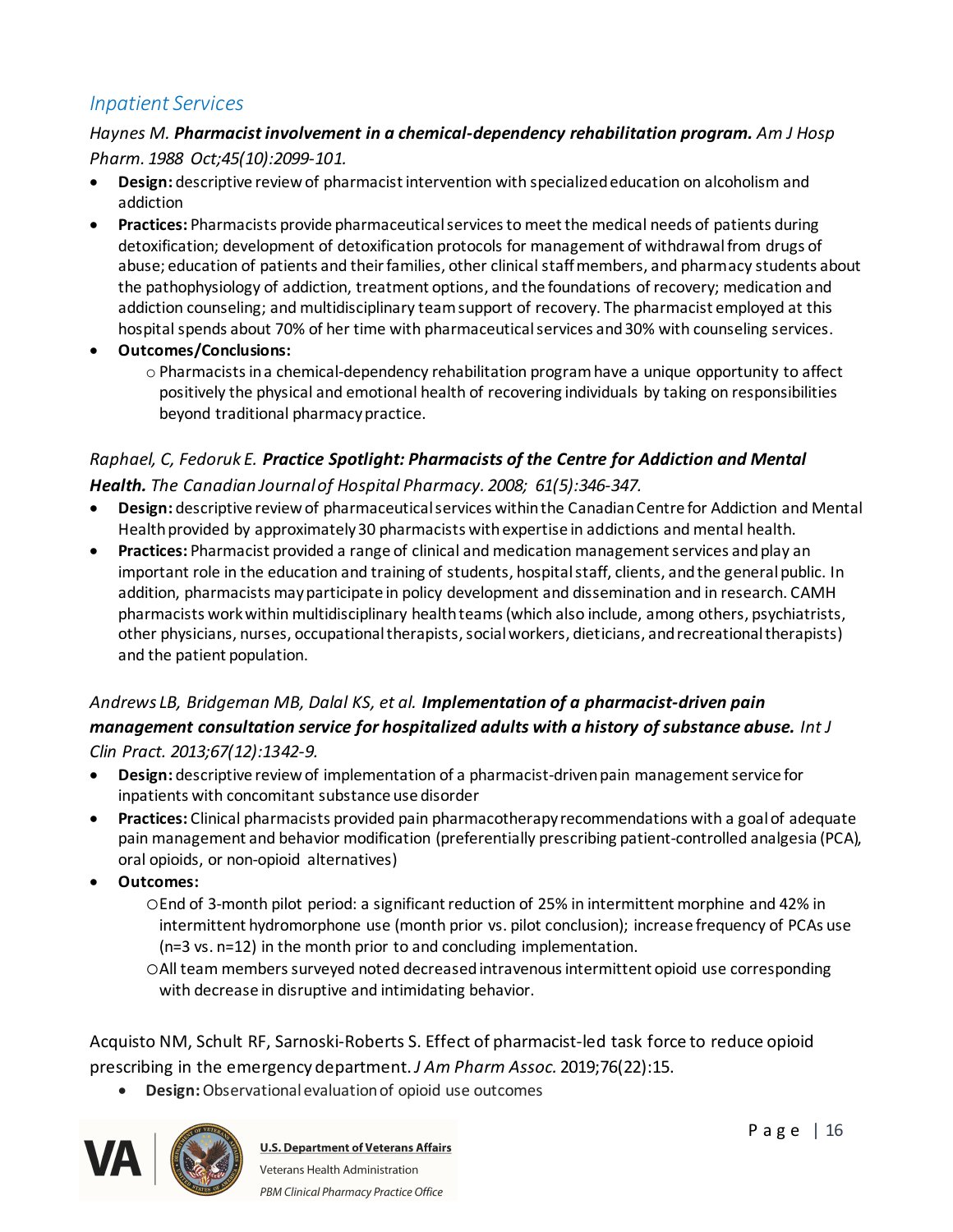## *Inpatient Services*

*Haynes M.* ***Pharmacist involvement in a chemical-dependency rehabilitation program.*** *Am J Hosp Pharm. 1988 Oct;45(10):2099-101.*

- **Design:** descriptive review of pharmacist intervention with specialized education on alcoholism and addiction
- **Practices:** Pharmacists provide pharmaceutical services to meet the medical needs of patients during detoxification; development of detoxification protocols for management of withdrawal from drugs of abuse; education of patients and their families, other clinical staff members, and pharmacy students about the pathophysiology of addiction, treatment options, and the foundations of recovery; medication and addiction counseling; and multidisciplinary team support of recovery. The pharmacist employed at this hospital spends about 70% of her time with pharmaceutical services and 30% with counseling services.
- **Outcomes/Conclusions:**
  - Pharmacists in a chemical-dependency rehabilitation program have a unique opportunity to affect positively the physical and emotional health of recovering individuals by taking on responsibilities beyond traditional pharmacy practice.

*Raphael, C, Fedoruk E.* ***Practice Spotlight: Pharmacists of the Centre for Addiction and Mental Health.*** *The Canadian Journal of Hospital Pharmacy. 2008; 61(5):346-347.*

- **Design:** descriptive review of pharmaceutical services within the Canadian Centre for Addiction and Mental Health provided by approximately 30 pharmacists with expertise in addictions and mental health.
- **Practices:** Pharmacist provided a range of clinical and medication management services and play an important role in the education and training of students, hospital staff, clients, and the general public. In addition, pharmacists may participate in policy development and dissemination and in research. CAMH pharmacists work within multidisciplinary health teams (which also include, among others, psychiatrists, other physicians, nurses, occupational therapists, social workers, dieticians, and recreational therapists) and the patient population.

*Andrews LB, Bridgeman MB, Dalal KS, et al.* ***Implementation of a pharmacist-driven pain management consultation service for hospitalized adults with a history of substance abuse.*** *Int J Clin Pract. 2013;67(12):1342-9.*

- **Design:** descriptive review of implementation of a pharmacist-driven pain management service for inpatients with concomitant substance use disorder
- **Practices:** Clinical pharmacists provided pain pharmacotherapy recommendations with a goal of adequate pain management and behavior modification (preferentially prescribing patient-controlled analgesia (PCA), oral opioids, or non-opioid alternatives)
- **Outcomes:**
  - End of 3-month pilot period: a significant reduction of 25% in intermittent morphine and 42% in intermittent hydromorphone use (month prior vs. pilot conclusion); increase frequency of PCAs use (n=3 vs. n=12) in the month prior to and concluding implementation.
  - All team members surveyed noted decreased intravenous intermittent opioid use corresponding with decrease in disruptive and intimidating behavior.

Acquisto NM, Schult RF, Sarnoski-Roberts S. Effect of pharmacist-led task force to reduce opioid prescribing in the emergency department. *J Am Pharm Assoc.* 2019;76(22):15.

- **Design:** Observational evaluation of opioid use outcomes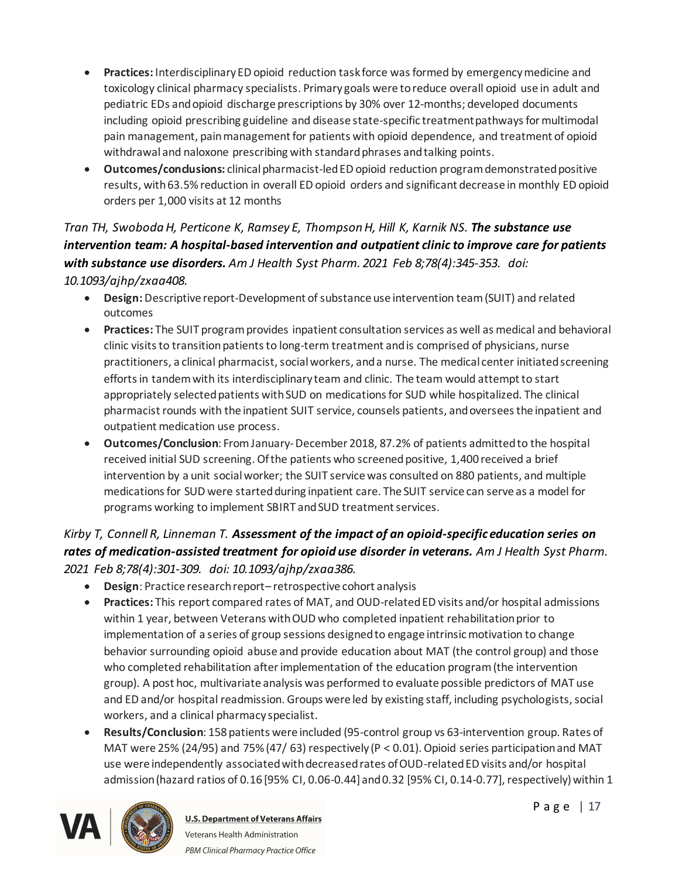- **Practices:** Interdisciplinary ED opioid reduction task force was formed by emergency medicine and toxicology clinical pharmacy specialists. Primary goals were to reduce overall opioid use in adult and pediatric EDs and opioid discharge prescriptions by 30% over 12-months; developed documents including opioid prescribing guideline and disease state-specific treatment pathways for multimodal pain management, pain management for patients with opioid dependence, and treatment of opioid withdrawal and naloxone prescribing with standard phrases and talking points.
- **Outcomes/conclusions:** clinical pharmacist-led ED opioid reduction program demonstrated positive results, with 63.5% reduction in overall ED opioid orders and significant decrease in monthly ED opioid orders per 1,000 visits at 12 months

*Tran TH, Swoboda H, Perticone K, Ramsey E, Thompson H, Hill K, Karnik NS.* ***The substance use intervention team: A hospital-based intervention and outpatient clinic to improve care for patients with substance use disorders.*** *Am J Health Syst Pharm. 2021 Feb 8;78(4):345-353. doi: 10.1093/ajhp/zxaa408.*

- **Design:** Descriptive report-Development of substance use intervention team (SUIT) and related outcomes
- **Practices:** The SUIT program provides inpatient consultation services as well as medical and behavioral clinic visits to transition patients to long-term treatment and is comprised of physicians, nurse practitioners, a clinical pharmacist, social workers, and a nurse. The medical center initiated screening efforts in tandem with its interdisciplinary team and clinic. The team would attempt to start appropriately selected patients with SUD on medications for SUD while hospitalized. The clinical pharmacist rounds with the inpatient SUIT service, counsels patients, and oversees the inpatient and outpatient medication use process.
- **Outcomes/Conclusion**: From January- December 2018, 87.2% of patients admitted to the hospital received initial SUD screening. Of the patients who screened positive, 1,400 received a brief intervention by a unit social worker; the SUIT service was consulted on 880 patients, and multiple medications for SUD were started during inpatient care. The SUIT service can serve as a model for programs working to implement SBIRT and SUD treatment services.

*Kirby T, Connell R, Linneman T.* ***Assessment of the impact of an opioid-specific education series on rates of medication-assisted treatment for opioid use disorder in veterans.*** *Am J Health Syst Pharm. 2021 Feb 8;78(4):301-309. doi: 10.1093/ajhp/zxaa386.*

- **Design**: Practice research report– retrospective cohort analysis
- **Practices:** This report compared rates of MAT, and OUD-related ED visits and/or hospital admissions within 1 year, between Veterans with OUD who completed inpatient rehabilitation prior to implementation of a series of group sessions designed to engage intrinsic motivation to change behavior surrounding opioid abuse and provide education about MAT (the control group) and those who completed rehabilitation after implementation of the education program (the intervention group). A post hoc, multivariate analysis was performed to evaluate possible predictors of MAT use and ED and/or hospital readmission. Groups were led by existing staff, including psychologists, social workers, and a clinical pharmacy specialist.
- **Results/Conclusion**: 158 patients were included (95-control group vs 63-intervention group. Rates of MAT were 25% (24/95) and 75% (47/ 63) respectively ($P < 0.01$). Opioid series participation and MAT use were independently associated with decreased rates of OUD-related ED visits and/or hospital admission (hazard ratios of 0.16 [95% CI, 0.06-0.44] and 0.32 [95% CI, 0.14-0.77], respectively) within 1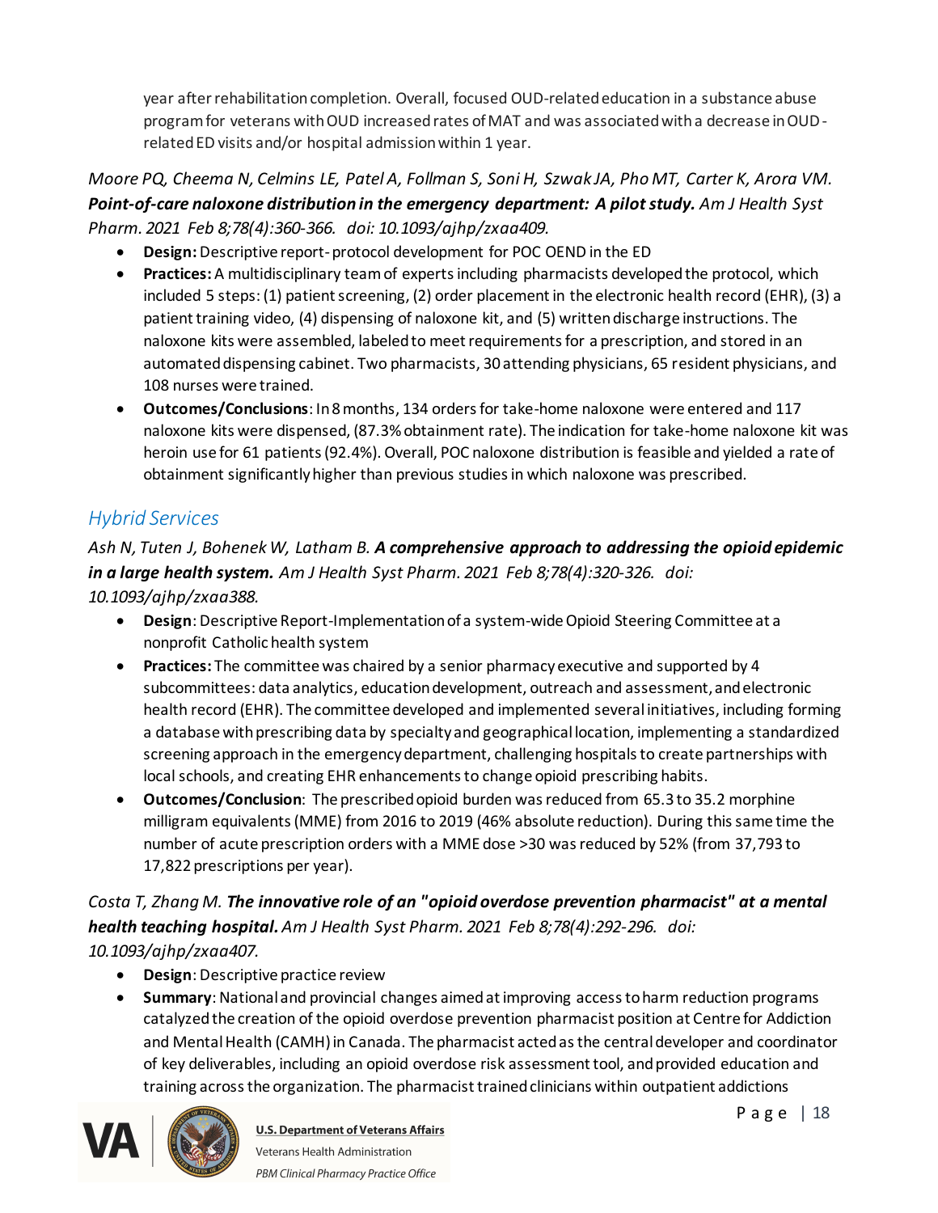year after rehabilitation completion. Overall, focused OUD-related education in a substance abuse program for veterans with OUD increased rates of MAT and was associated with a decrease in OUD-related ED visits and/or hospital admission within 1 year.

*Moore PQ, Cheema N, Celmins LE, Patel A, Follman S, Soni H, Szwak JA, Pho MT, Carter K, Arora VM.* ***Point-of-care naloxone distribution in the emergency department: A pilot study.*** *Am J Health Syst Pharm. 2021 Feb 8;78(4):360-366. doi: 10.1093/ajhp/zxaa409.*

- **Design:** Descriptive report- protocol development for POC OEND in the ED
- **Practices:** A multidisciplinary team of experts including pharmacists developed the protocol, which included 5 steps: (1) patient screening, (2) order placement in the electronic health record (EHR), (3) a patient training video, (4) dispensing of naloxone kit, and (5) written discharge instructions. The naloxone kits were assembled, labeled to meet requirements for a prescription, and stored in an automated dispensing cabinet. Two pharmacists, 30 attending physicians, 65 resident physicians, and 108 nurses were trained.
- **Outcomes/Conclusions**: In 8 months, 134 orders for take-home naloxone were entered and 117 naloxone kits were dispensed, (87.3% obtainment rate). The indication for take-home naloxone kit was heroin use for 61 patients (92.4%). Overall, POC naloxone distribution is feasible and yielded a rate of obtainment significantly higher than previous studies in which naloxone was prescribed.

## *Hybrid Services*

*Ash N, Tuten J, Bohenek W, Latham B.* ***A comprehensive approach to addressing the opioid epidemic in a large health system.*** *Am J Health Syst Pharm. 2021 Feb 8;78(4):320-326. doi: 10.1093/ajhp/zxaa388.*

- **Design**: Descriptive Report-Implementation of a system-wide Opioid Steering Committee at a nonprofit Catholic health system
- **Practices:** The committee was chaired by a senior pharmacy executive and supported by 4 subcommittees: data analytics, education development, outreach and assessment, and electronic health record (EHR). The committee developed and implemented several initiatives, including forming a database with prescribing data by specialty and geographical location, implementing a standardized screening approach in the emergency department, challenging hospitals to create partnerships with local schools, and creating EHR enhancements to change opioid prescribing habits.
- **Outcomes/Conclusion**: The prescribed opioid burden was reduced from 65.3 to 35.2 morphine milligram equivalents (MME) from 2016 to 2019 (46% absolute reduction). During this same time the number of acute prescription orders with a MME dose >30 was reduced by 52% (from 37,793 to 17,822 prescriptions per year).

*Costa T, Zhang M.* ***The innovative role of an "opioid overdose prevention pharmacist" at a mental health teaching hospital.*** *Am J Health Syst Pharm. 2021 Feb 8;78(4):292-296. doi: 10.1093/ajhp/zxaa407.*

- **Design**: Descriptive practice review
- **Summary**: National and provincial changes aimed at improving access to harm reduction programs catalyzed the creation of the opioid overdose prevention pharmacist position at Centre for Addiction and Mental Health (CAMH) in Canada. The pharmacist acted as the central developer and coordinator of key deliverables, including an opioid overdose risk assessment tool, and provided education and training across the organization. The pharmacist trained clinicians within outpatient addictions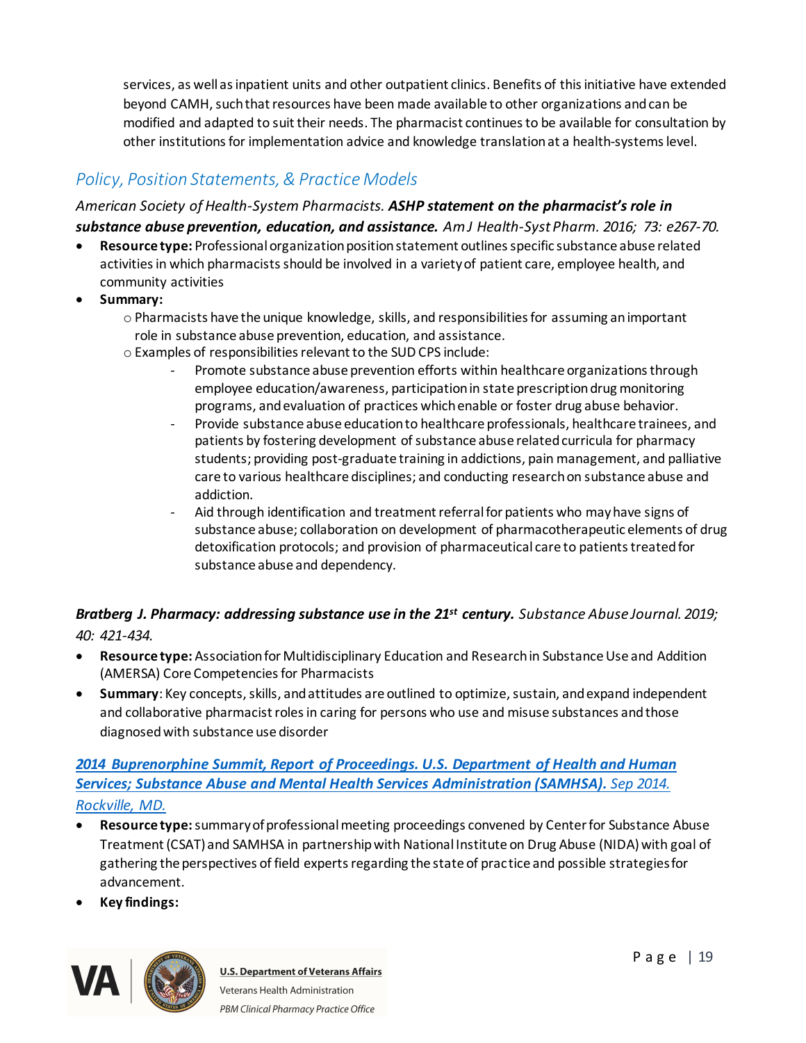services, as well as inpatient units and other outpatient clinics. Benefits of this initiative have extended beyond CAMH, such that resources have been made available to other organizations and can be modified and adapted to suit their needs. The pharmacist continues to be available for consultation by other institutions for implementation advice and knowledge translation at a health-systems level.

## *Policy, Position Statements, & Practice Models*

*American Society of Health-System Pharmacists.* ***ASHP statement on the pharmacist's role in substance abuse prevention, education, and assistance.*** *Am J Health-Syst Pharm. 2016; 73: e267-70.*

- **Resource type:** Professional organization position statement outlines specific substance abuse related activities in which pharmacists should be involved in a variety of patient care, employee health, and community activities
- **Summary:**
  - Pharmacists have the unique knowledge, skills, and responsibilities for assuming an important role in substance abuse prevention, education, and assistance.
  - Examples of responsibilities relevant to the SUD CPS include:
    - Promote substance abuse prevention efforts within healthcare organizations through employee education/awareness, participation in state prescription drug monitoring programs, and evaluation of practices which enable or foster drug abuse behavior.
    - Provide substance abuse education to healthcare professionals, healthcare trainees, and patients by fostering development of substance abuse related curricula for pharmacy students; providing post-graduate training in addictions, pain management, and palliative care to various healthcare disciplines; and conducting research on substance abuse and addiction.
    - Aid through identification and treatment referral for patients who may have signs of substance abuse; collaboration on development of pharmacotherapeutic elements of drug detoxification protocols; and provision of pharmaceutical care to patients treated for substance abuse and dependency.

***Bratberg J. Pharmacy: addressing substance use in the 21st century.*** *Substance Abuse Journal. 2019; 40: 421-434.*

- **Resource type:** Association for Multidisciplinary Education and Research in Substance Use and Addition (AMERSA) Core Competencies for Pharmacists
- **Summary**: Key concepts, skills, and attitudes are outlined to optimize, sustain, and expand independent and collaborative pharmacist roles in caring for persons who use and misuse substances and those diagnosed with substance use disorder

***2014 Buprenorphine Summit, Report of Proceedings. U.S. Department of Health and Human Services; Substance Abuse and Mental Health Services Administration (SAMHSA).*** *Sep 2014. Rockville, MD.*

- **Resource type:** summary of professional meeting proceedings convened by Center for Substance Abuse Treatment (CSAT) and SAMHSA in partnership with National Institute on Drug Abuse (NIDA) with goal of gathering the perspectives of field experts regarding the state of practice and possible strategies for advancement.
- **Key findings:**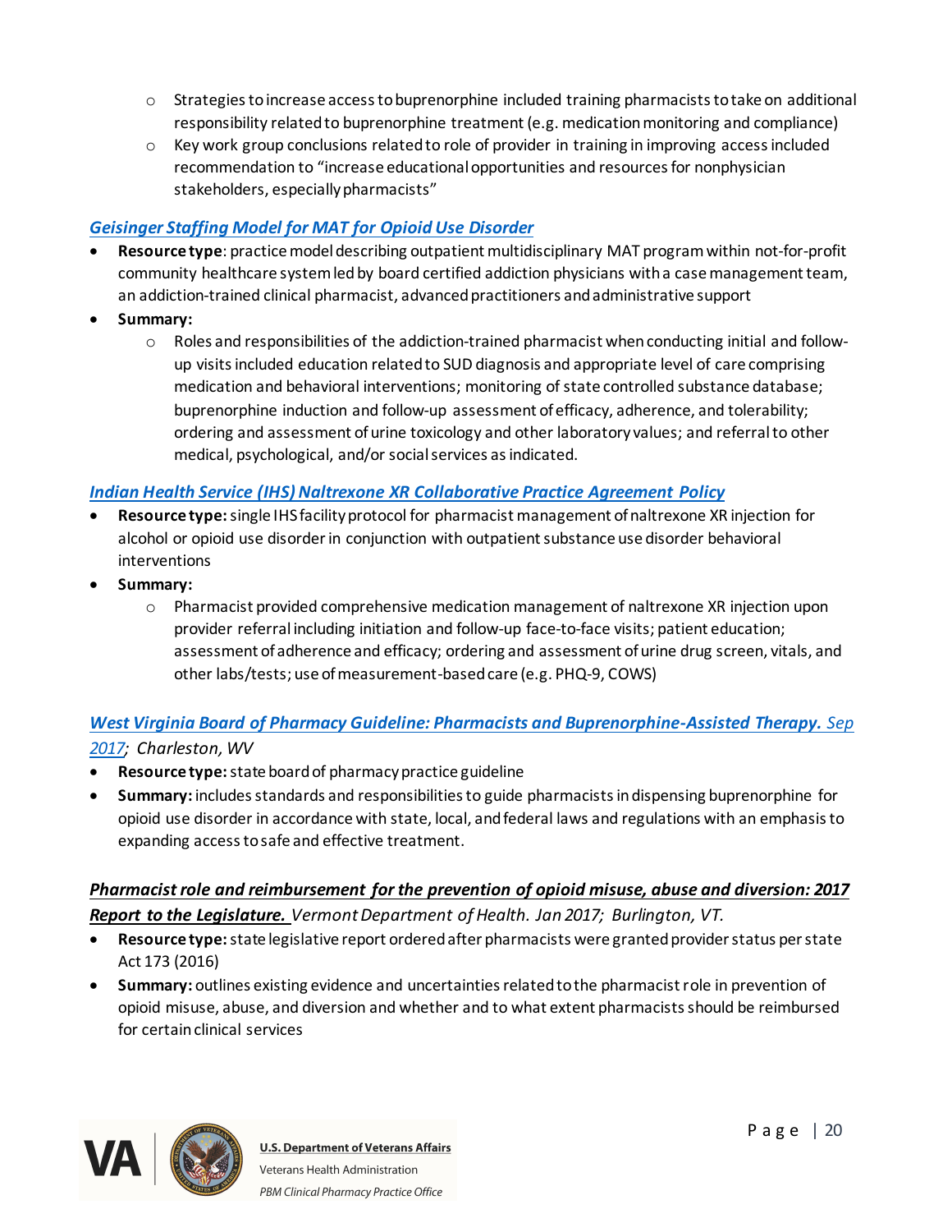- Strategies to increase access to buprenorphine included training pharmacists to take on additional responsibility related to buprenorphine treatment (e.g. medication monitoring and compliance)
  - Key work group conclusions related to role of provider in training in improving access included recommendation to "increase educational opportunities and resources for nonphysician stakeholders, especially pharmacists"

***Geisinger Staffing Model for MAT for Opioid Use Disorder***

- **Resource type**: practice model describing outpatient multidisciplinary MAT program within not-for-profit community healthcare system led by board certified addiction physicians with a case management team, an addiction-trained clinical pharmacist, advanced practitioners and administrative support
- **Summary:**
  - Roles and responsibilities of the addiction-trained pharmacist when conducting initial and follow-up visits included education related to SUD diagnosis and appropriate level of care comprising medication and behavioral interventions; monitoring of state controlled substance database; buprenorphine induction and follow-up assessment of efficacy, adherence, and tolerability; ordering and assessment of urine toxicology and other laboratory values; and referral to other medical, psychological, and/or social services as indicated.

***Indian Health Service (IHS) Naltrexone XR Collaborative Practice Agreement Policy***

- **Resource type:** single IHS facility protocol for pharmacist management of naltrexone XR injection for alcohol or opioid use disorder in conjunction with outpatient substance use disorder behavioral interventions
- **Summary:**
  - Pharmacist provided comprehensive medication management of naltrexone XR injection upon provider referral including initiation and follow-up face-to-face visits; patient education; assessment of adherence and efficacy; ordering and assessment of urine drug screen, vitals, and other labs/tests; use of measurement-based care (e.g. PHQ-9, COWS)

***West Virginia Board of Pharmacy Guideline: Pharmacists and Buprenorphine-Assisted Therapy.*** *Sep 2017; Charleston, WV*

- **Resource type:** state board of pharmacy practice guideline
- **Summary:** includes standards and responsibilities to guide pharmacists in dispensing buprenorphine for opioid use disorder in accordance with state, local, and federal laws and regulations with an emphasis to expanding access to safe and effective treatment.

***Pharmacist role and reimbursement for the prevention of opioid misuse, abuse and diversion: 2017 Report to the Legislature.*** *Vermont Department of Health. Jan 2017; Burlington, VT.*

- **Resource type:** state legislative report ordered after pharmacists were granted provider status per state Act 173 (2016)
- **Summary:** outlines existing evidence and uncertainties related to the pharmacist role in prevention of opioid misuse, abuse, and diversion and whether and to what extent pharmacists should be reimbursed for certain clinical services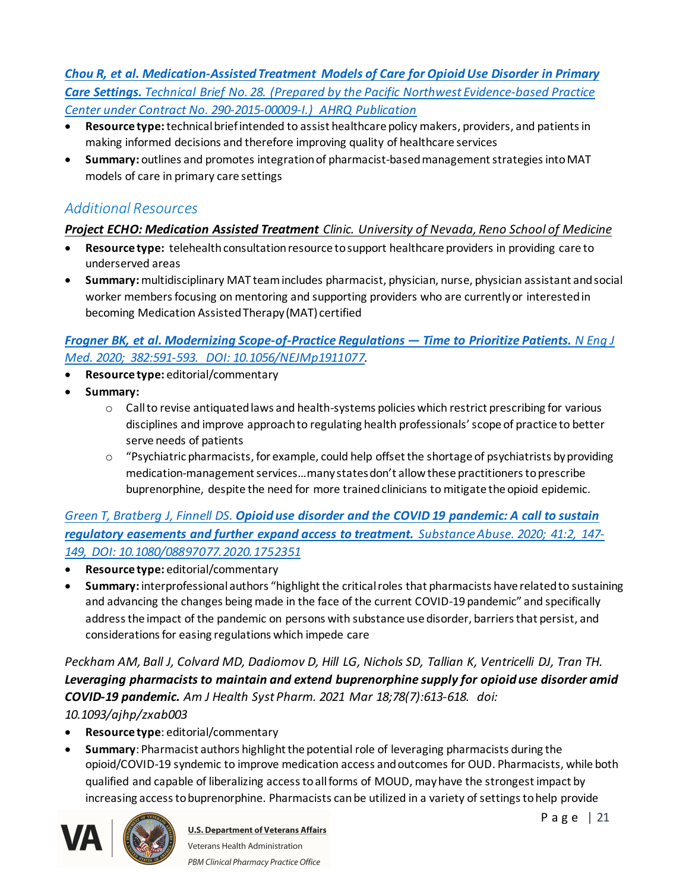***Chou R, et al. Medication-Assisted Treatment Models of Care for Opioid Use Disorder in Primary Care Settings.** Technical Brief No. 28. (Prepared by the Pacific Northwest Evidence-based Practice Center under Contract No. 290-2015-00009-I.) AHRQ Publication*

- **Resource type:** technical brief intended to assist healthcare policy makers, providers, and patients in making informed decisions and therefore improving quality of healthcare services
- **Summary:** outlines and promotes integration of pharmacist-based management strategies into MAT models of care in primary care settings

## *Additional Resources*

***Project ECHO: Medication Assisted Treatment** Clinic. University of Nevada, Reno School of Medicine*

- **Resource type:** telehealth consultation resource to support healthcare providers in providing care to underserved areas
- **Summary:** multidisciplinary MAT team includes pharmacist, physician, nurse, physician assistant and social worker members focusing on mentoring and supporting providers who are currently or interested in becoming Medication Assisted Therapy (MAT) certified

***Frogner BK, et al. Modernizing Scope-of-Practice Regulations — Time to Prioritize Patients.** N Eng J Med. 2020; 382:591-593. DOI: 10.1056/NEJMp1911077.*

- **Resource type:** editorial/commentary
- **Summary:**
  - Call to revise antiquated laws and health-systems policies which restrict prescribing for various disciplines and improve approach to regulating health professionals' scope of practice to better serve needs of patients
  - "Psychiatric pharmacists, for example, could help offset the shortage of psychiatrists by providing medication-management services…many states don't allow these practitioners to prescribe buprenorphine, despite the need for more trained clinicians to mitigate the opioid epidemic.

*Green T, Bratberg J, Finnell DS. **Opioid use disorder and the COVID 19 pandemic: A call to sustain regulatory easements and further expand access to treatment.** Substance Abuse. 2020; 41:2, 147-149, DOI: 10.1080/08897077.2020.1752351*

- **Resource type:** editorial/commentary
- **Summary:** interprofessional authors "highlight the critical roles that pharmacists have related to sustaining and advancing the changes being made in the face of the current COVID-19 pandemic" and specifically address the impact of the pandemic on persons with substance use disorder, barriers that persist, and considerations for easing regulations which impede care

*Peckham AM, Ball J, Colvard MD, Dadiomov D, Hill LG, Nichols SD, Tallian K, Ventricelli DJ, Tran TH.* ***Leveraging pharmacists to maintain and extend buprenorphine supply for opioid use disorder amid COVID-19 pandemic.*** *Am J Health Syst Pharm. 2021 Mar 18;78(7):613-618. doi: 10.1093/ajhp/zxab003*

- **Resource type**: editorial/commentary
- **Summary**: Pharmacist authors highlight the potential role of leveraging pharmacists during the opioid/COVID-19 syndemic to improve medication access and outcomes for OUD. Pharmacists, while both qualified and capable of liberalizing access to all forms of MOUD, may have the strongest impact by increasing access to buprenorphine. Pharmacists can be utilized in a variety of settings to help provide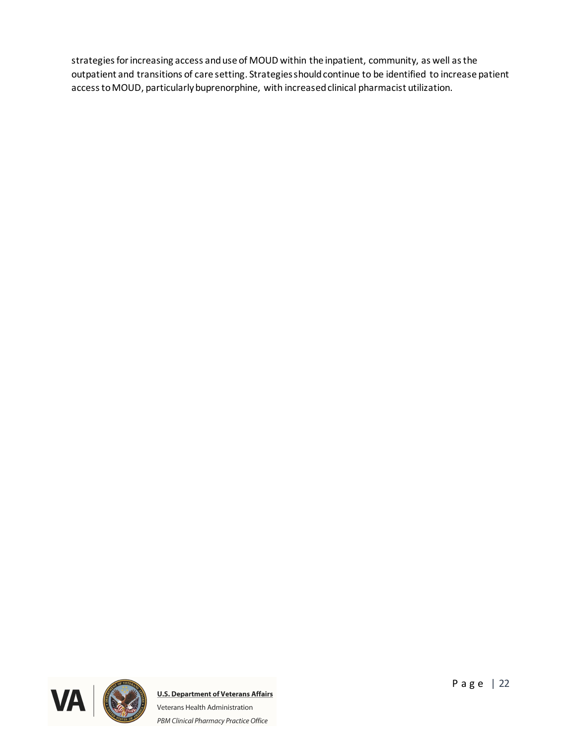strategies for increasing access and use of MOUD within the inpatient, community, as well as the outpatient and transitions of care setting. Strategies should continue to be identified to increase patient access to MOUD, particularly buprenorphine, with increased clinical pharmacist utilization.